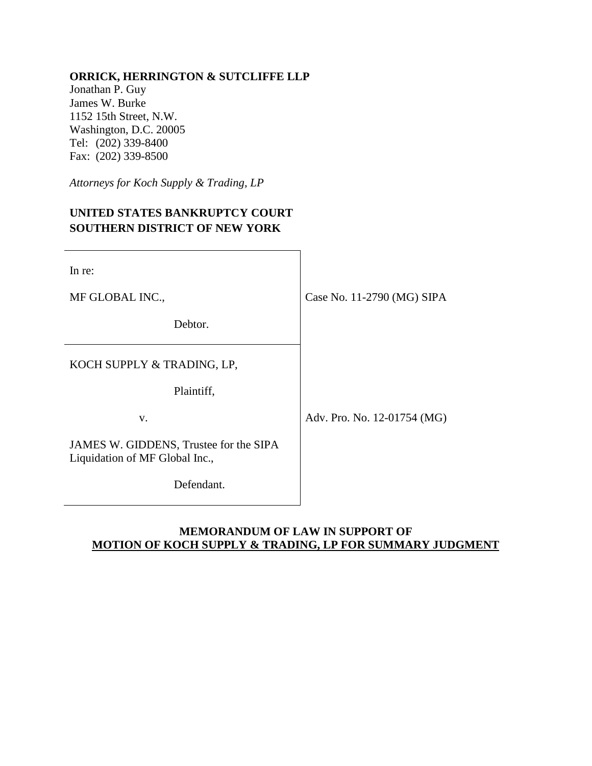**ORRICK, HERRINGTON & SUTCLIFFE LLP**
Jonathan P. Guy
James W. Burke
1152 15th Street, N.W.
Washington, D.C. 20005
Tel: (202) 339-8400
Fax: (202) 339-8500

*Attorneys for Koch Supply & Trading, LP*

**UNITED STATES BANKRUPTCY COURT**
**SOUTHERN DISTRICT OF NEW YORK**

| | |
|---|---|
| In re:<br><br>MF GLOBAL INC.,<br><br>Debtor. | Case No. 11-2790 (MG) SIPA |
| KOCH SUPPLY & TRADING, LP,<br><br>Plaintiff,<br><br>v.<br><br>JAMES W. GIDDENS, Trustee for the SIPA Liquidation of MF Global Inc.,<br><br>Defendant. | Adv. Pro. No. 12-01754 (MG) |

**MEMORANDUM OF LAW IN SUPPORT OF**
**MOTION OF KOCH SUPPLY & TRADING, LP FOR SUMMARY JUDGMENT**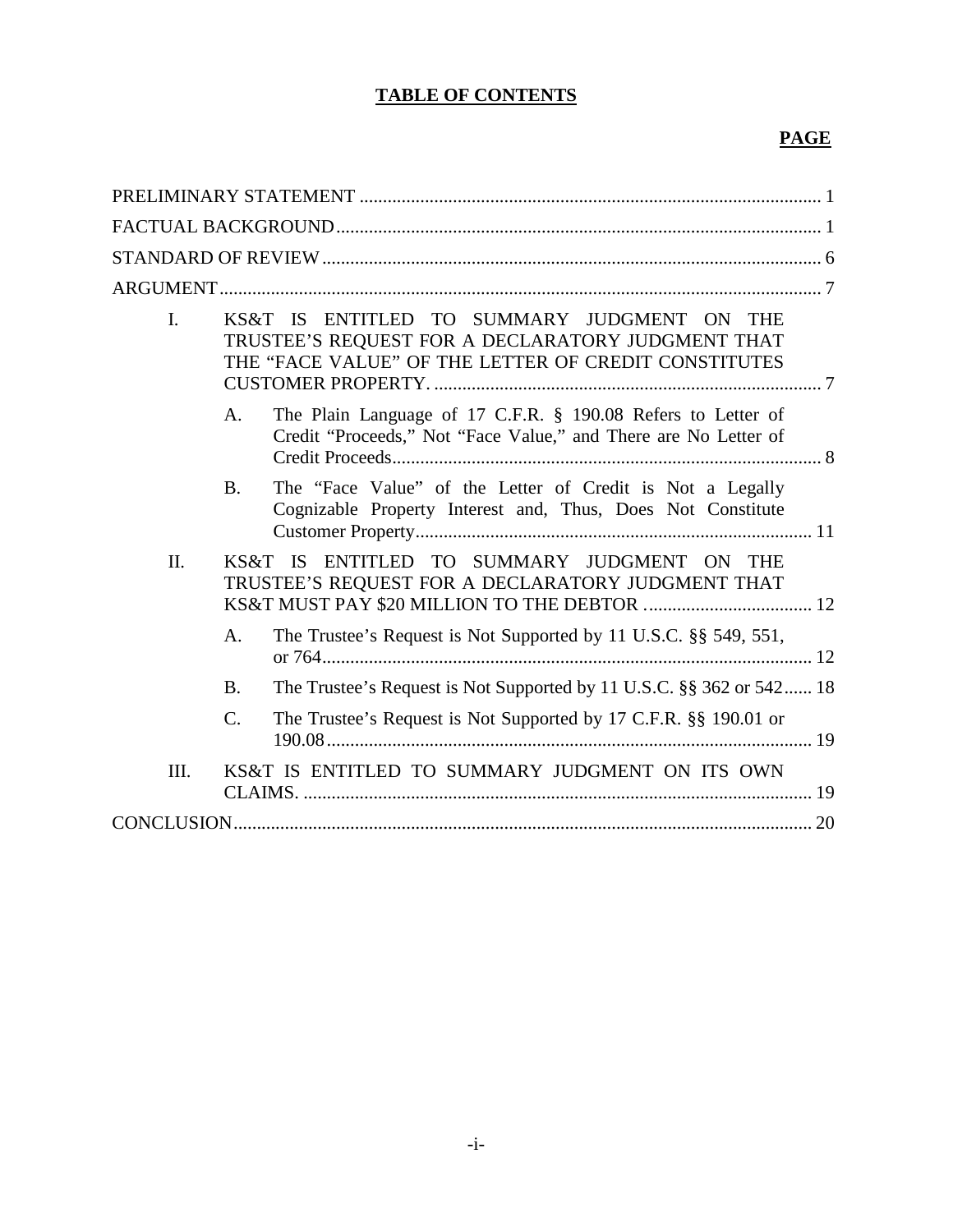# TABLE OF CONTENTS

**PAGE**

| | | | |
|---|---|---|---|
| PRELIMINARY STATEMENT | | | 1 |
| FACTUAL BACKGROUND | | | 1 |
| STANDARD OF REVIEW | | | 6 |
| ARGUMENT | | | 7 |
| I. | KS&T IS ENTITLED TO SUMMARY JUDGMENT ON THE TRUSTEE'S REQUEST FOR A DECLARATORY JUDGMENT THAT THE "FACE VALUE" OF THE LETTER OF CREDIT CONSTITUTES CUSTOMER PROPERTY. | | 7 |
| | A. | The Plain Language of 17 C.F.R. § 190.08 Refers to Letter of Credit "Proceeds," Not "Face Value," and There are No Letter of Credit Proceeds | 8 |
| | B. | The "Face Value" of the Letter of Credit is Not a Legally Cognizable Property Interest and, Thus, Does Not Constitute Customer Property | 11 |
| II. | KS&T IS ENTITLED TO SUMMARY JUDGMENT ON THE TRUSTEE'S REQUEST FOR A DECLARATORY JUDGMENT THAT KS&T MUST PAY $20 MILLION TO THE DEBTOR | | 12 |
| | A. | The Trustee's Request is Not Supported by 11 U.S.C. §§ 549, 551, or 764 | 12 |
| | B. | The Trustee's Request is Not Supported by 11 U.S.C. §§ 362 or 542 | 18 |
| | C. | The Trustee's Request is Not Supported by 17 C.F.R. §§ 190.01 or 190.08 | 19 |
| III. | KS&T IS ENTITLED TO SUMMARY JUDGMENT ON ITS OWN CLAIMS. | | 19 |
| CONCLUSION | | | 20 |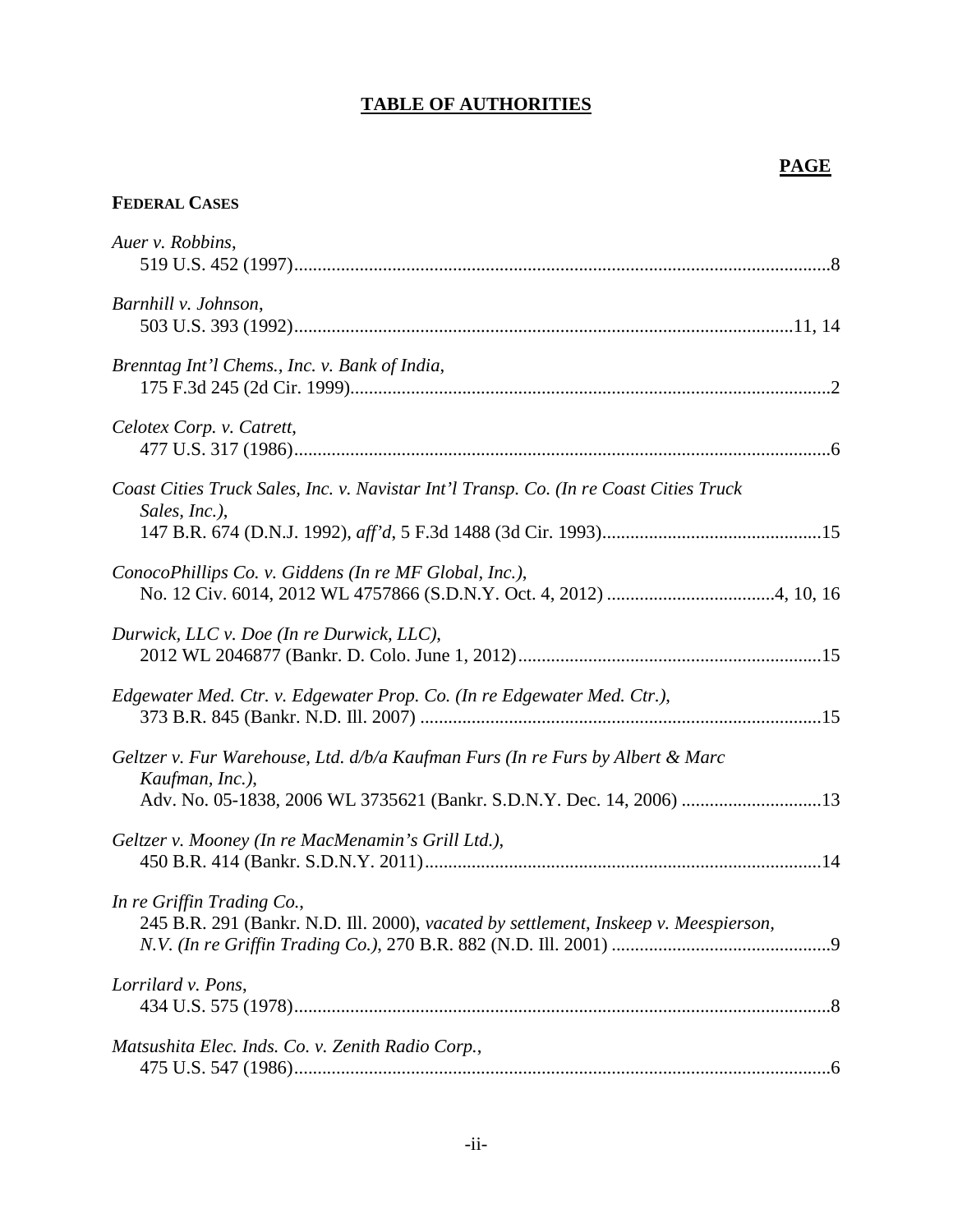# TABLE OF AUTHORITIES

**PAGE**

**FEDERAL CASES**

*Auer v. Robbins*,
519 U.S. 452 (1997)....................................................................................................................8

*Barnhill v. Johnson*,
503 U.S. 393 (1992)..........................................................................................................11, 14

*Brenntag Int'l Chems., Inc. v. Bank of India*,
175 F.3d 245 (2d Cir. 1999)........................................................................................................2

*Celotex Corp. v. Catrett*,
477 U.S. 317 (1986)....................................................................................................................6

*Coast Cities Truck Sales, Inc. v. Navistar Int'l Transp. Co. (In re Coast Cities Truck Sales, Inc.)*,
147 B.R. 674 (D.N.J. 1992), *aff'd*, 5 F.3d 1488 (3d Cir. 1993)...............................................15

*ConocoPhillips Co. v. Giddens (In re MF Global, Inc.)*,
No. 12 Civ. 6014, 2012 WL 4757866 (S.D.N.Y. Oct. 4, 2012) ....................................4, 10, 16

*Durwick, LLC v. Doe (In re Durwick, LLC)*,
2012 WL 2046877 (Bankr. D. Colo. June 1, 2012)..................................................................15

*Edgewater Med. Ctr. v. Edgewater Prop. Co. (In re Edgewater Med. Ctr.)*,
373 B.R. 845 (Bankr. N.D. Ill. 2007) .......................................................................................15

*Geltzer v. Fur Warehouse, Ltd. d/b/a Kaufman Furs (In re Furs by Albert & Marc Kaufman, Inc.)*,
Adv. No. 05-1838, 2006 WL 3735621 (Bankr. S.D.N.Y. Dec. 14, 2006) ..............................13

*Geltzer v. Mooney (In re MacMenamin's Grill Ltd.)*,
450 B.R. 414 (Bankr. S.D.N.Y. 2011).....................................................................................14

*In re Griffin Trading Co.*,
245 B.R. 291 (Bankr. N.D. Ill. 2000), *vacated by settlement*, *Inskeep v. Meespierson, N.V. (In re Griffin Trading Co.)*, 270 B.R. 882 (N.D. Ill. 2001) ...............................................9

*Lorrilard v. Pons*,
434 U.S. 575 (1978)....................................................................................................................8

*Matsushita Elec. Inds. Co. v. Zenith Radio Corp.*,
475 U.S. 547 (1986)....................................................................................................................6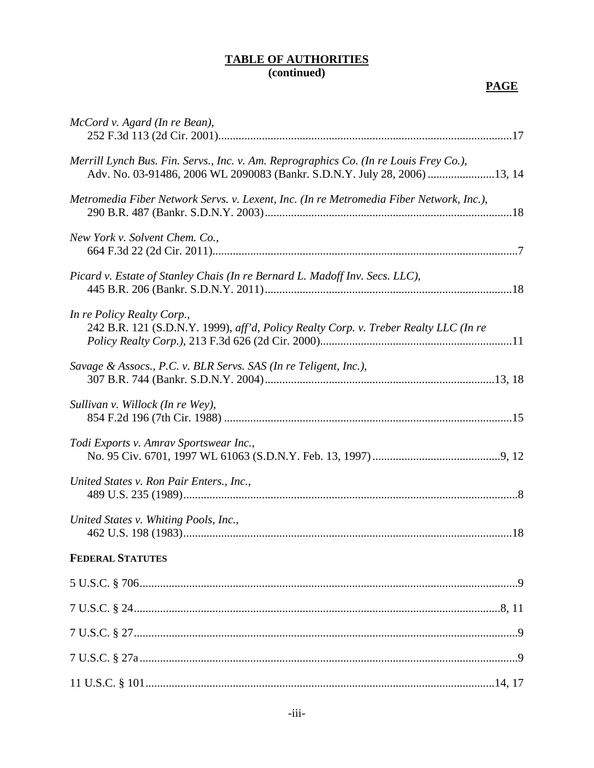**TABLE OF AUTHORITIES**
**(continued)**

**PAGE**

*McCord v. Agard (In re Bean)*,
252 F.3d 113 (2d Cir. 2001)....................................................................................................17

*Merrill Lynch Bus. Fin. Servs., Inc. v. Am. Reprographics Co. (In re Louis Frey Co.)*,
Adv. No. 03-91486, 2006 WL 2090083 (Bankr. S.D.N.Y. July 28, 2006) .......................13, 14

*Metromedia Fiber Network Servs. v. Lexent, Inc. (In re Metromedia Fiber Network, Inc.)*,
290 B.R. 487 (Bankr. S.D.N.Y. 2003).....................................................................................18

*New York v. Solvent Chem. Co.*,
664 F.3d 22 (2d Cir. 2011)........................................................................................................7

*Picard v. Estate of Stanley Chais (In re Bernard L. Madoff Inv. Secs. LLC)*,
445 B.R. 206 (Bankr. S.D.N.Y. 2011).....................................................................................18

*In re Policy Realty Corp.*,
242 B.R. 121 (S.D.N.Y. 1999), *aff'd*, *Policy Realty Corp. v. Treber Realty LLC (In re Policy Realty Corp.)*, 213 F.3d 626 (2d Cir. 2000)..................................................................11

*Savage & Assocs., P.C. v. BLR Servs. SAS (In re Teligent, Inc.)*,
307 B.R. 744 (Bankr. S.D.N.Y. 2004)...............................................................................13, 18

*Sullivan v. Willock (In re Wey)*,
854 F.2d 196 (7th Cir. 1988) ...................................................................................................15

*Todi Exports v. Amrav Sportswear Inc.*,
No. 95 Civ. 6701, 1997 WL 61063 (S.D.N.Y. Feb. 13, 1997)............................................9, 12

*United States v. Ron Pair Enters., Inc.*,
489 U.S. 235 (1989)..................................................................................................................8

*United States v. Whiting Pools, Inc.*,
462 U.S. 198 (1983)................................................................................................................18

**FEDERAL STATUTES**

5 U.S.C. § 706..................................................................................................................................9

7 U.S.C. § 24..............................................................................................................................8, 11

7 U.S.C. § 27....................................................................................................................................9

7 U.S.C. § 27a..................................................................................................................................9

11 U.S.C. § 101.......................................................................................................................14, 17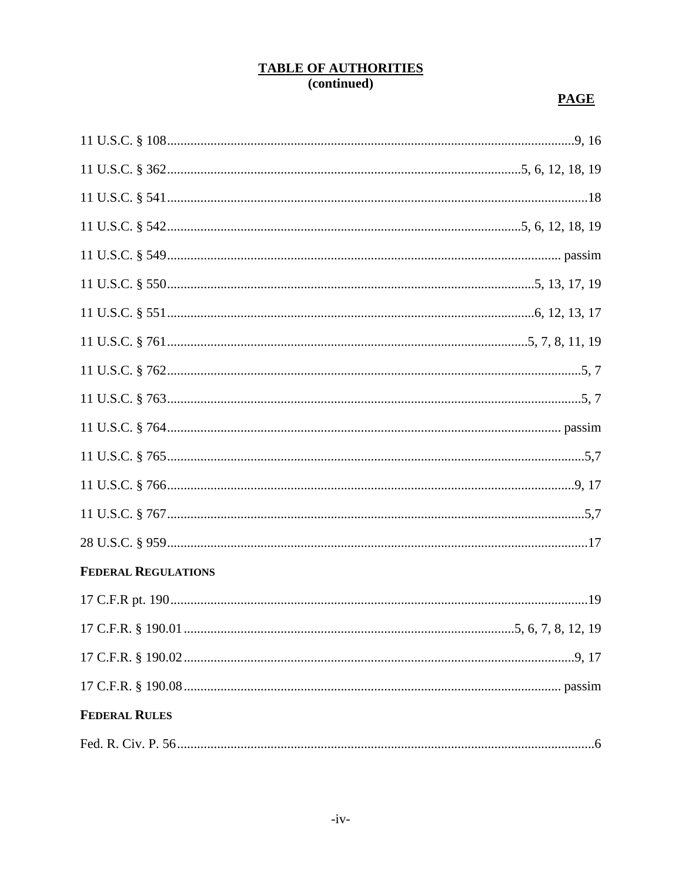## TABLE OF AUTHORITIES
**(continued)**

| | PAGE |
|---|---|
| 11 U.S.C. § 108 | 9, 16 |
| 11 U.S.C. § 362 | 5, 6, 12, 18, 19 |
| 11 U.S.C. § 541 | 18 |
| 11 U.S.C. § 542 | 5, 6, 12, 18, 19 |
| 11 U.S.C. § 549 | passim |
| 11 U.S.C. § 550 | 5, 13, 17, 19 |
| 11 U.S.C. § 551 | 6, 12, 13, 17 |
| 11 U.S.C. § 761 | 5, 7, 8, 11, 19 |
| 11 U.S.C. § 762 | 5, 7 |
| 11 U.S.C. § 763 | 5, 7 |
| 11 U.S.C. § 764 | passim |
| 11 U.S.C. § 765 | 5,7 |
| 11 U.S.C. § 766 | 9, 17 |
| 11 U.S.C. § 767 | 5,7 |
| 28 U.S.C. § 959 | 17 |

**FEDERAL REGULATIONS**

| | |
|---|---|
| 17 C.F.R pt. 190 | 19 |
| 17 C.F.R. § 190.01 | 5, 6, 7, 8, 12, 19 |
| 17 C.F.R. § 190.02 | 9, 17 |
| 17 C.F.R. § 190.08 | passim |

**FEDERAL RULES**

| | |
|---|---|
| Fed. R. Civ. P. 56 | 6 |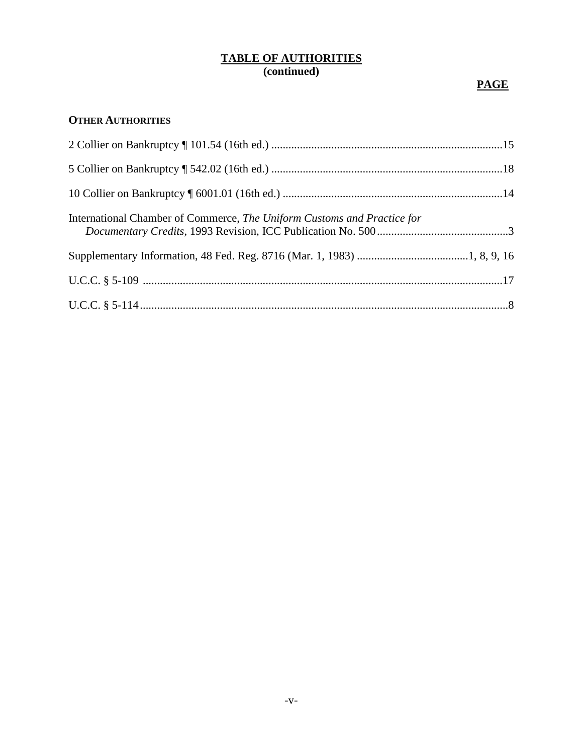**TABLE OF AUTHORITIES**
**(continued)**

**PAGE**

**OTHER AUTHORITIES**

2 Collier on Bankruptcy ¶ 101.54 (16th ed.) ....................15

5 Collier on Bankruptcy ¶ 542.02 (16th ed.) ....................18

10 Collier on Bankruptcy ¶ 6001.01 (16th ed.) ....................14

International Chamber of Commerce, *The Uniform Customs and Practice for Documentary Credits*, 1993 Revision, ICC Publication No. 500 ....................3

Supplementary Information, 48 Fed. Reg. 8716 (Mar. 1, 1983) ....................1, 8, 9, 16

U.C.C. § 5-109 ....................17

U.C.C. § 5-114 ....................8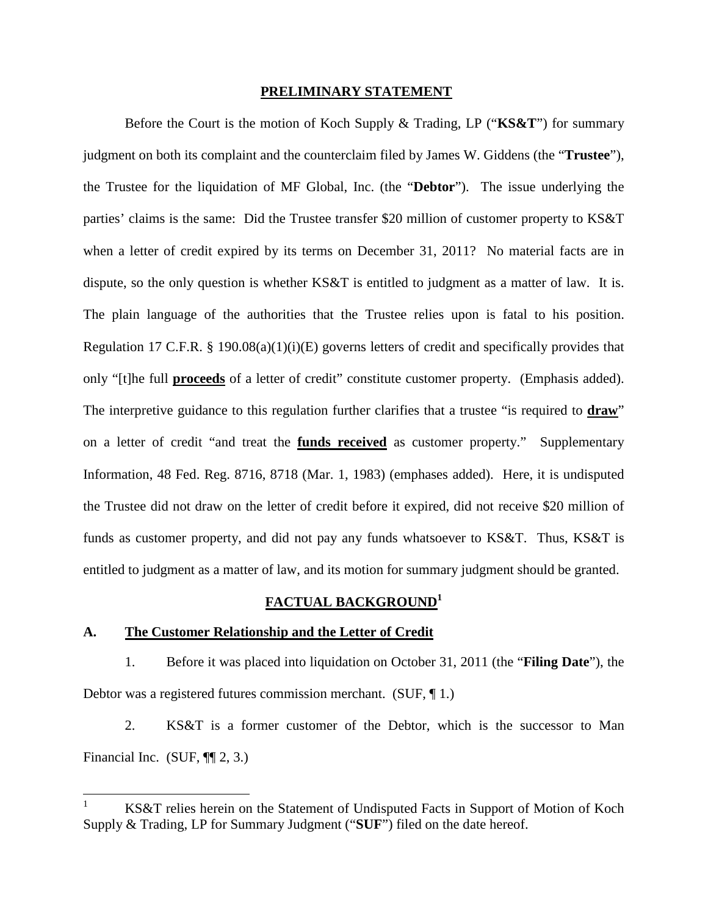## PRELIMINARY STATEMENT

Before the Court is the motion of Koch Supply & Trading, LP ("**KS&T**") for summary judgment on both its complaint and the counterclaim filed by James W. Giddens (the "**Trustee**"), the Trustee for the liquidation of MF Global, Inc. (the "**Debtor**"). The issue underlying the parties' claims is the same: Did the Trustee transfer $20 million of customer property to KS&T when a letter of credit expired by its terms on December 31, 2011? No material facts are in dispute, so the only question is whether KS&T is entitled to judgment as a matter of law. It is. The plain language of the authorities that the Trustee relies upon is fatal to his position. Regulation 17 C.F.R. § 190.08(a)(1)(i)(E) governs letters of credit and specifically provides that only "[t]he full **proceeds** of a letter of credit" constitute customer property. (Emphasis added). The interpretive guidance to this regulation further clarifies that a trustee "is required to **draw**" on a letter of credit "and treat the **funds received** as customer property." Supplementary Information, 48 Fed. Reg. 8716, 8718 (Mar. 1, 1983) (emphases added). Here, it is undisputed the Trustee did not draw on the letter of credit before it expired, did not receive $20 million of funds as customer property, and did not pay any funds whatsoever to KS&T. Thus, KS&T is entitled to judgment as a matter of law, and its motion for summary judgment should be granted.

## FACTUAL BACKGROUND[1]

### A. The Customer Relationship and the Letter of Credit

1. Before it was placed into liquidation on October 31, 2011 (the "**Filing Date**"), the Debtor was a registered futures commission merchant. (SUF, ¶ 1.)

2. KS&T is a former customer of the Debtor, which is the successor to Man Financial Inc. (SUF, ¶¶ 2, 3.)

---

[1] KS&T relies herein on the Statement of Undisputed Facts in Support of Motion of Koch Supply & Trading, LP for Summary Judgment ("**SUF**") filed on the date hereof.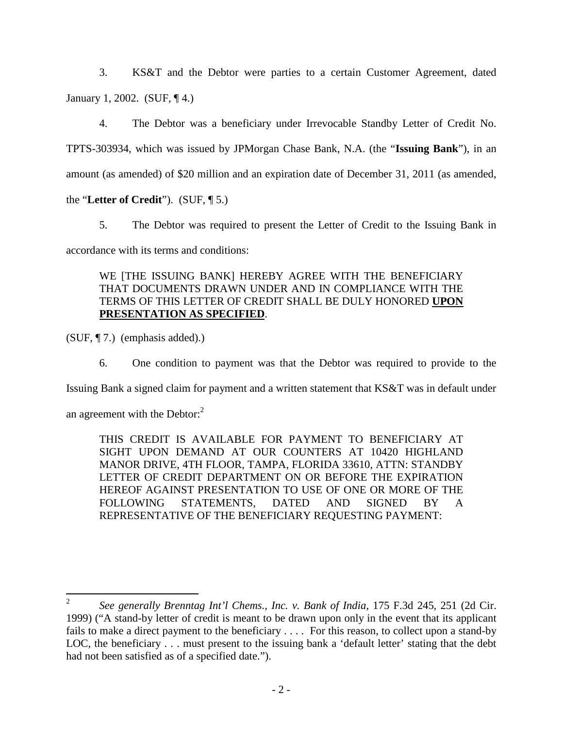3. KS&T and the Debtor were parties to a certain Customer Agreement, dated January 1, 2002. (SUF, ¶ 4.)

4. The Debtor was a beneficiary under Irrevocable Standby Letter of Credit No. TPTS-303934, which was issued by JPMorgan Chase Bank, N.A. (the "**Issuing Bank**"), in an amount (as amended) of $20 million and an expiration date of December 31, 2011 (as amended, the "**Letter of Credit**"). (SUF, ¶ 5.)

5. The Debtor was required to present the Letter of Credit to the Issuing Bank in accordance with its terms and conditions:

> WE [THE ISSUING BANK] HEREBY AGREE WITH THE BENEFICIARY THAT DOCUMENTS DRAWN UNDER AND IN COMPLIANCE WITH THE TERMS OF THIS LETTER OF CREDIT SHALL BE DULY HONORED **<u>UPON PRESENTATION AS SPECIFIED</u>**.

(SUF, ¶ 7.) (emphasis added).)

6. One condition to payment was that the Debtor was required to provide to the Issuing Bank a signed claim for payment and a written statement that KS&T was in default under an agreement with the Debtor:[2]

> THIS CREDIT IS AVAILABLE FOR PAYMENT TO BENEFICIARY AT SIGHT UPON DEMAND AT OUR COUNTERS AT 10420 HIGHLAND MANOR DRIVE, 4TH FLOOR, TAMPA, FLORIDA 33610, ATTN: STANDBY LETTER OF CREDIT DEPARTMENT ON OR BEFORE THE EXPIRATION HEREOF AGAINST PRESENTATION TO USE OF ONE OR MORE OF THE FOLLOWING STATEMENTS, DATED AND SIGNED BY A REPRESENTATIVE OF THE BENEFICIARY REQUESTING PAYMENT:

---

[2] *See generally Brenntag Int'l Chems., Inc. v. Bank of India*, 175 F.3d 245, 251 (2d Cir. 1999) ("A stand-by letter of credit is meant to be drawn upon only in the event that its applicant fails to make a direct payment to the beneficiary . . . . For this reason, to collect upon a stand-by LOC, the beneficiary . . . must present to the issuing bank a 'default letter' stating that the debt had not been satisfied as of a specified date.").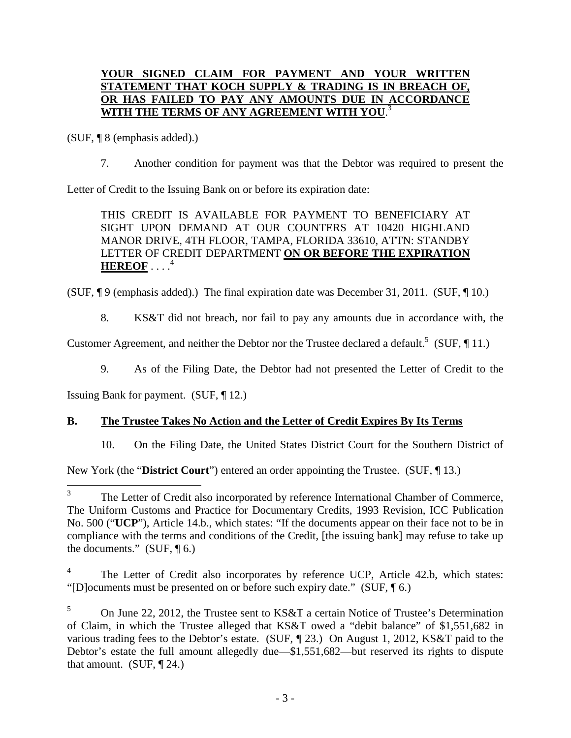> **YOUR SIGNED CLAIM FOR PAYMENT AND YOUR WRITTEN STATEMENT THAT KOCH SUPPLY & TRADING IS IN BREACH OF, OR HAS FAILED TO PAY ANY AMOUNTS DUE IN ACCORDANCE WITH THE TERMS OF ANY AGREEMENT WITH YOU**.[3]

(SUF, ¶ 8 (emphasis added).)

7. Another condition for payment was that the Debtor was required to present the Letter of Credit to the Issuing Bank on or before its expiration date:

> THIS CREDIT IS AVAILABLE FOR PAYMENT TO BENEFICIARY AT SIGHT UPON DEMAND AT OUR COUNTERS AT 10420 HIGHLAND MANOR DRIVE, 4TH FLOOR, TAMPA, FLORIDA 33610, ATTN: STANDBY LETTER OF CREDIT DEPARTMENT **ON OR BEFORE THE EXPIRATION HEREOF** . . . .[4]

(SUF, ¶ 9 (emphasis added).) The final expiration date was December 31, 2011. (SUF, ¶ 10.)

8. KS&T did not breach, nor fail to pay any amounts due in accordance with, the Customer Agreement, and neither the Debtor nor the Trustee declared a default.[5] (SUF, ¶ 11.)

9. As of the Filing Date, the Debtor had not presented the Letter of Credit to the Issuing Bank for payment. (SUF, ¶ 12.)

## B. The Trustee Takes No Action and the Letter of Credit Expires By Its Terms

10. On the Filing Date, the United States District Court for the Southern District of New York (the "**District Court**") entered an order appointing the Trustee. (SUF, ¶ 13.)

---

[3] The Letter of Credit also incorporated by reference International Chamber of Commerce, The Uniform Customs and Practice for Documentary Credits, 1993 Revision, ICC Publication No. 500 ("**UCP**"), Article 14.b., which states: "If the documents appear on their face not to be in compliance with the terms and conditions of the Credit, [the issuing bank] may refuse to take up the documents." (SUF, ¶ 6.)

[4] The Letter of Credit also incorporates by reference UCP, Article 42.b, which states: "[D]ocuments must be presented on or before such expiry date." (SUF, ¶ 6.)

[5] On June 22, 2012, the Trustee sent to KS&T a certain Notice of Trustee's Determination of Claim, in which the Trustee alleged that KS&T owed a "debit balance" of $1,551,682 in various trading fees to the Debtor's estate. (SUF, ¶ 23.) On August 1, 2012, KS&T paid to the Debtor's estate the full amount allegedly due—$1,551,682—but reserved its rights to dispute that amount. (SUF, ¶ 24.)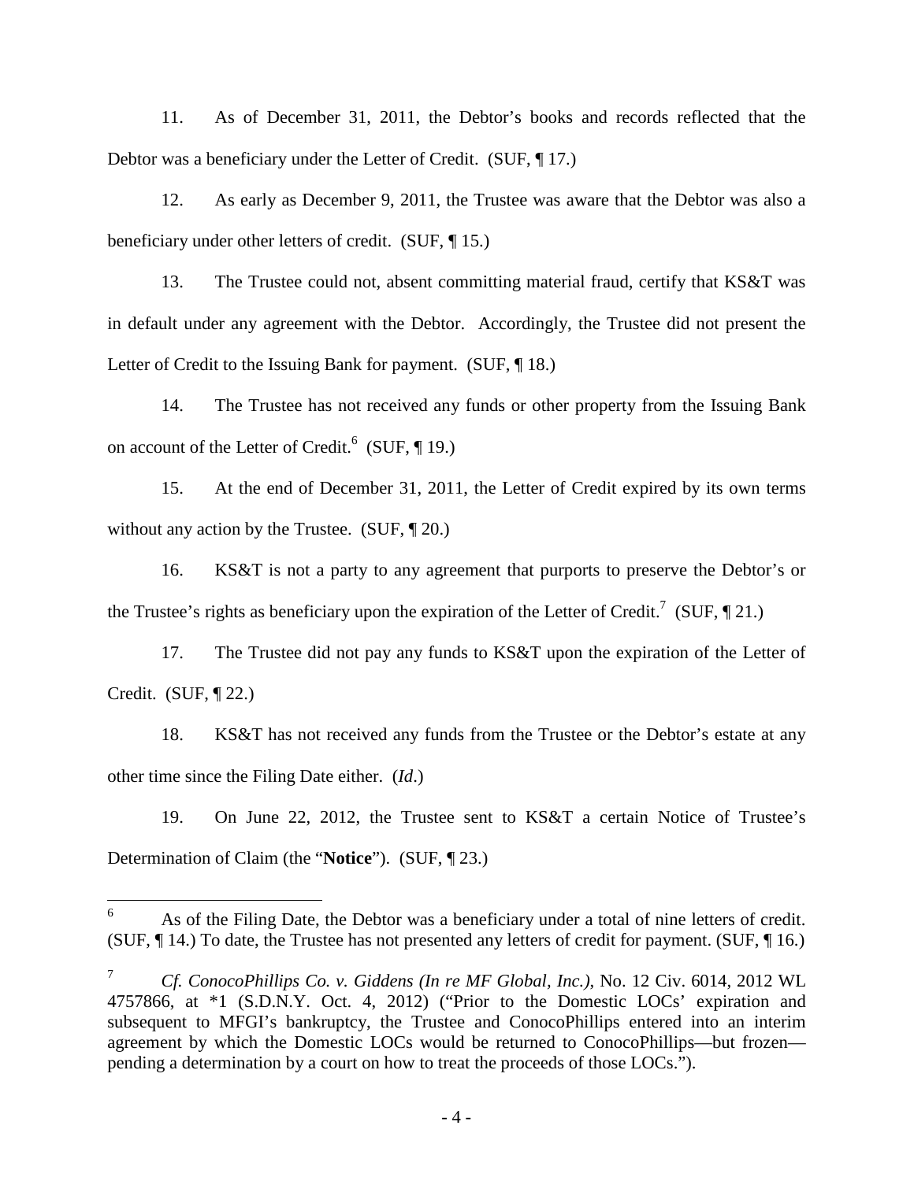11. As of December 31, 2011, the Debtor's books and records reflected that the Debtor was a beneficiary under the Letter of Credit. (SUF, ¶ 17.)

12. As early as December 9, 2011, the Trustee was aware that the Debtor was also a beneficiary under other letters of credit. (SUF, ¶ 15.)

13. The Trustee could not, absent committing material fraud, certify that KS&T was in default under any agreement with the Debtor. Accordingly, the Trustee did not present the Letter of Credit to the Issuing Bank for payment. (SUF, ¶ 18.)

14. The Trustee has not received any funds or other property from the Issuing Bank on account of the Letter of Credit.[6] (SUF, ¶ 19.)

15. At the end of December 31, 2011, the Letter of Credit expired by its own terms without any action by the Trustee. (SUF, ¶ 20.)

16. KS&T is not a party to any agreement that purports to preserve the Debtor's or the Trustee's rights as beneficiary upon the expiration of the Letter of Credit.[7] (SUF, ¶ 21.)

17. The Trustee did not pay any funds to KS&T upon the expiration of the Letter of Credit. (SUF, ¶ 22.)

18. KS&T has not received any funds from the Trustee or the Debtor's estate at any other time since the Filing Date either. (*Id*.)

19. On June 22, 2012, the Trustee sent to KS&T a certain Notice of Trustee's Determination of Claim (the "**Notice**"). (SUF, ¶ 23.)

---

[6] As of the Filing Date, the Debtor was a beneficiary under a total of nine letters of credit. (SUF, ¶ 14.) To date, the Trustee has not presented any letters of credit for payment. (SUF, ¶ 16.)

[7] *Cf. ConocoPhillips Co. v. Giddens (In re MF Global, Inc.)*, No. 12 Civ. 6014, 2012 WL 4757866, at *1 (S.D.N.Y. Oct. 4, 2012) ("Prior to the Domestic LOCs' expiration and subsequent to MFGI's bankruptcy, the Trustee and ConocoPhillips entered into an interim agreement by which the Domestic LOCs would be returned to ConocoPhillips—but frozen—pending a determination by a court on how to treat the proceeds of those LOCs.").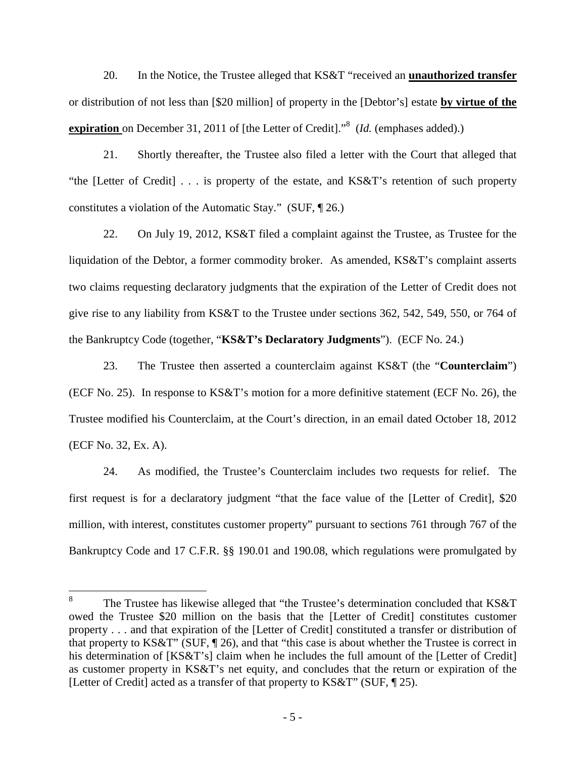20. In the Notice, the Trustee alleged that KS&T "received an **unauthorized transfer** or distribution of not less than [$20 million] of property in the [Debtor's] estate **by virtue of the expiration** on December 31, 2011 of [the Letter of Credit]."[8] (*Id.* (emphases added).)

21. Shortly thereafter, the Trustee also filed a letter with the Court that alleged that "the [Letter of Credit] . . . is property of the estate, and KS&T's retention of such property constitutes a violation of the Automatic Stay." (SUF, ¶ 26.)

22. On July 19, 2012, KS&T filed a complaint against the Trustee, as Trustee for the liquidation of the Debtor, a former commodity broker. As amended, KS&T's complaint asserts two claims requesting declaratory judgments that the expiration of the Letter of Credit does not give rise to any liability from KS&T to the Trustee under sections 362, 542, 549, 550, or 764 of the Bankruptcy Code (together, "**KS&T's Declaratory Judgments**"). (ECF No. 24.)

23. The Trustee then asserted a counterclaim against KS&T (the "**Counterclaim**") (ECF No. 25). In response to KS&T's motion for a more definitive statement (ECF No. 26), the Trustee modified his Counterclaim, at the Court's direction, in an email dated October 18, 2012 (ECF No. 32, Ex. A).

24. As modified, the Trustee's Counterclaim includes two requests for relief. The first request is for a declaratory judgment "that the face value of the [Letter of Credit], $20 million, with interest, constitutes customer property" pursuant to sections 761 through 767 of the Bankruptcy Code and 17 C.F.R. §§ 190.01 and 190.08, which regulations were promulgated by

---

[8] The Trustee has likewise alleged that "the Trustee's determination concluded that KS&T owed the Trustee $20 million on the basis that the [Letter of Credit] constitutes customer property . . . and that expiration of the [Letter of Credit] constituted a transfer or distribution of that property to KS&T" (SUF, ¶ 26), and that "this case is about whether the Trustee is correct in his determination of [KS&T's] claim when he includes the full amount of the [Letter of Credit] as customer property in KS&T's net equity, and concludes that the return or expiration of the [Letter of Credit] acted as a transfer of that property to KS&T" (SUF, ¶ 25).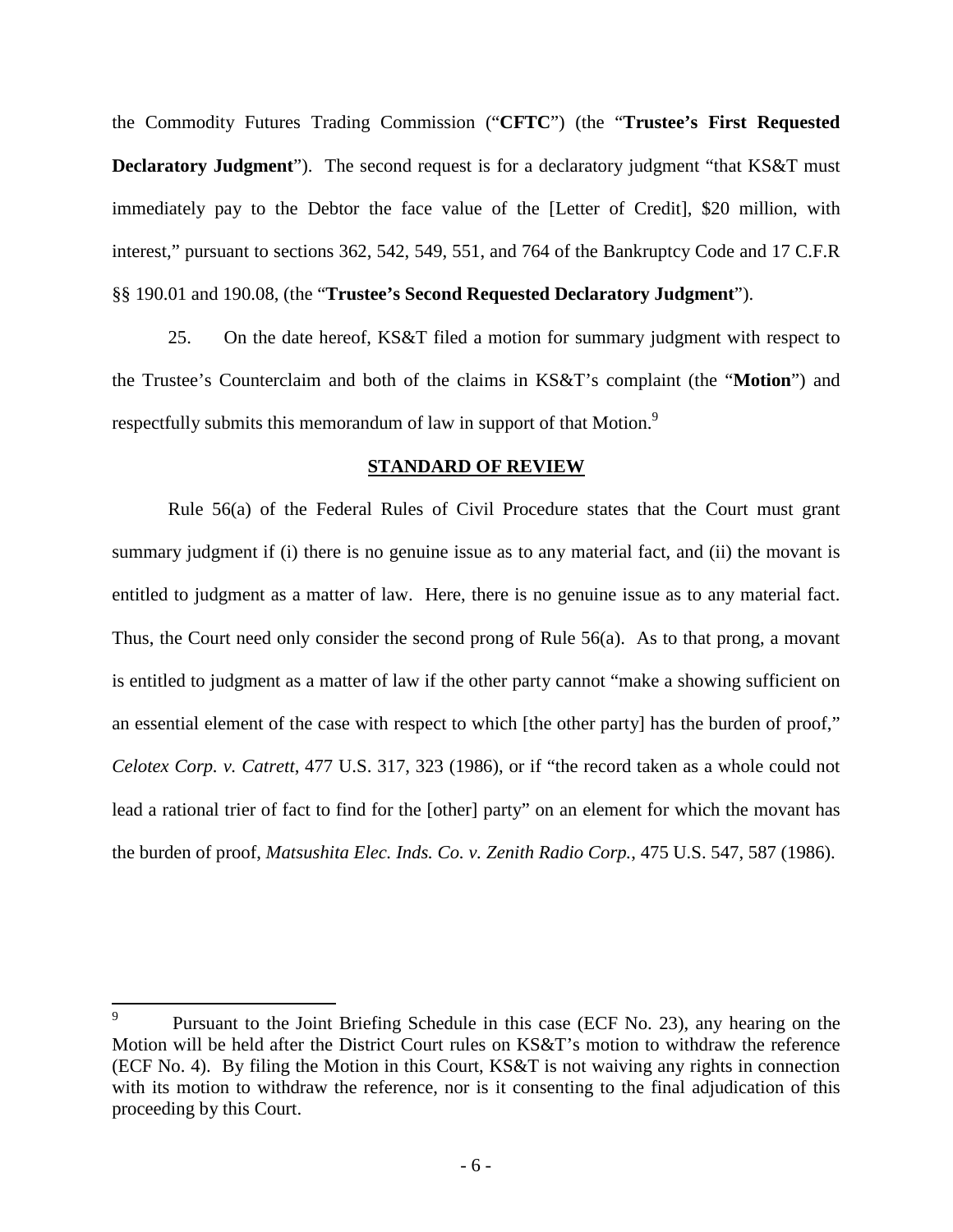the Commodity Futures Trading Commission ("**CFTC**") (the "**Trustee's First Requested Declaratory Judgment**"). The second request is for a declaratory judgment "that KS&T must immediately pay to the Debtor the face value of the [Letter of Credit], $20 million, with interest," pursuant to sections 362, 542, 549, 551, and 764 of the Bankruptcy Code and 17 C.F.R §§ 190.01 and 190.08, (the "**Trustee's Second Requested Declaratory Judgment**").

25. On the date hereof, KS&T filed a motion for summary judgment with respect to the Trustee's Counterclaim and both of the claims in KS&T's complaint (the "**Motion**") and respectfully submits this memorandum of law in support of that Motion.[9]

## STANDARD OF REVIEW

Rule 56(a) of the Federal Rules of Civil Procedure states that the Court must grant summary judgment if (i) there is no genuine issue as to any material fact, and (ii) the movant is entitled to judgment as a matter of law. Here, there is no genuine issue as to any material fact. Thus, the Court need only consider the second prong of Rule 56(a). As to that prong, a movant is entitled to judgment as a matter of law if the other party cannot "make a showing sufficient on an essential element of the case with respect to which [the other party] has the burden of proof," *Celotex Corp. v. Catrett*, 477 U.S. 317, 323 (1986), or if "the record taken as a whole could not lead a rational trier of fact to find for the [other] party" on an element for which the movant has the burden of proof, *Matsushita Elec. Inds. Co. v. Zenith Radio Corp.*, 475 U.S. 547, 587 (1986).

---

[9] Pursuant to the Joint Briefing Schedule in this case (ECF No. 23), any hearing on the Motion will be held after the District Court rules on KS&T's motion to withdraw the reference (ECF No. 4). By filing the Motion in this Court, KS&T is not waiving any rights in connection with its motion to withdraw the reference, nor is it consenting to the final adjudication of this proceeding by this Court.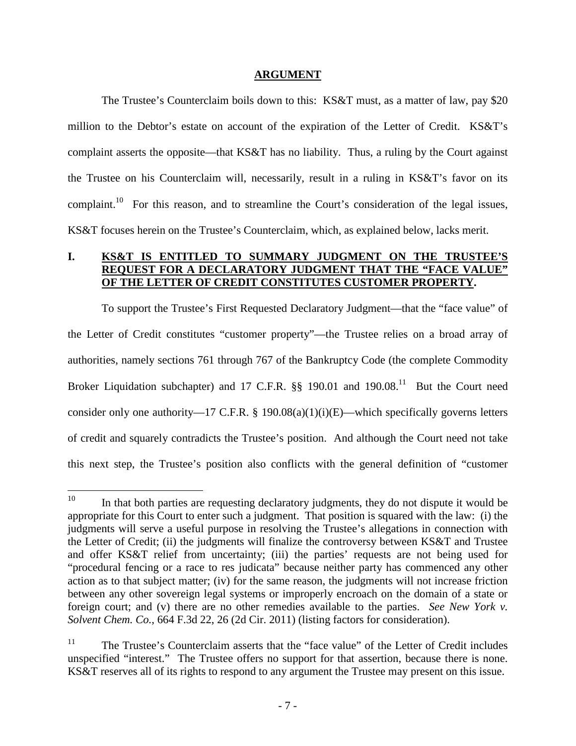## ARGUMENT

The Trustee's Counterclaim boils down to this: KS&T must, as a matter of law, pay $20 million to the Debtor's estate on account of the expiration of the Letter of Credit. KS&T's complaint asserts the opposite—that KS&T has no liability. Thus, a ruling by the Court against the Trustee on his Counterclaim will, necessarily, result in a ruling in KS&T's favor on its complaint.[10] For this reason, and to streamline the Court's consideration of the legal issues, KS&T focuses herein on the Trustee's Counterclaim, which, as explained below, lacks merit.

### I. KS&T IS ENTITLED TO SUMMARY JUDGMENT ON THE TRUSTEE'S REQUEST FOR A DECLARATORY JUDGMENT THAT THE "FACE VALUE" OF THE LETTER OF CREDIT CONSTITUTES CUSTOMER PROPERTY.

To support the Trustee's First Requested Declaratory Judgment—that the "face value" of the Letter of Credit constitutes "customer property"—the Trustee relies on a broad array of authorities, namely sections 761 through 767 of the Bankruptcy Code (the complete Commodity Broker Liquidation subchapter) and 17 C.F.R. §§ 190.01 and 190.08.[11] But the Court need consider only one authority—17 C.F.R. § 190.08(a)(1)(i)(E)—which specifically governs letters of credit and squarely contradicts the Trustee's position. And although the Court need not take this next step, the Trustee's position also conflicts with the general definition of "customer

---

[10] In that both parties are requesting declaratory judgments, they do not dispute it would be appropriate for this Court to enter such a judgment. That position is squared with the law: (i) the judgments will serve a useful purpose in resolving the Trustee's allegations in connection with the Letter of Credit; (ii) the judgments will finalize the controversy between KS&T and Trustee and offer KS&T relief from uncertainty; (iii) the parties' requests are not being used for "procedural fencing or a race to res judicata" because neither party has commenced any other action as to that subject matter; (iv) for the same reason, the judgments will not increase friction between any other sovereign legal systems or improperly encroach on the domain of a state or foreign court; and (v) there are no other remedies available to the parties. *See New York v. Solvent Chem. Co.*, 664 F.3d 22, 26 (2d Cir. 2011) (listing factors for consideration).

[11] The Trustee's Counterclaim asserts that the "face value" of the Letter of Credit includes unspecified "interest." The Trustee offers no support for that assertion, because there is none. KS&T reserves all of its rights to respond to any argument the Trustee may present on this issue.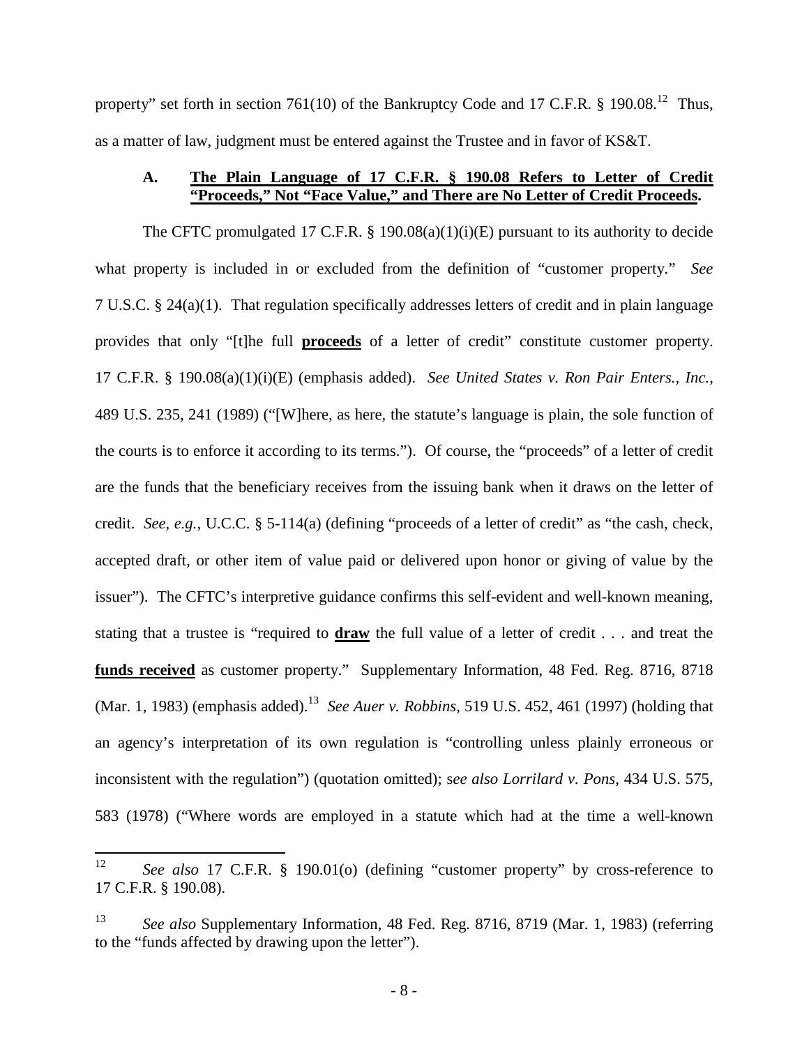property" set forth in section 761(10) of the Bankruptcy Code and 17 C.F.R. § 190.08.[12] Thus, as a matter of law, judgment must be entered against the Trustee and in favor of KS&T.

### A. The Plain Language of 17 C.F.R. § 190.08 Refers to Letter of Credit "Proceeds," Not "Face Value," and There are No Letter of Credit Proceeds.

The CFTC promulgated 17 C.F.R. § 190.08(a)(1)(i)(E) pursuant to its authority to decide what property is included in or excluded from the definition of "customer property." *See* 7 U.S.C. § 24(a)(1). That regulation specifically addresses letters of credit and in plain language provides that only "[t]he full **proceeds** of a letter of credit" constitute customer property. 17 C.F.R. § 190.08(a)(1)(i)(E) (emphasis added). *See United States v. Ron Pair Enters., Inc.*, 489 U.S. 235, 241 (1989) ("[W]here, as here, the statute's language is plain, the sole function of the courts is to enforce it according to its terms."). Of course, the "proceeds" of a letter of credit are the funds that the beneficiary receives from the issuing bank when it draws on the letter of credit. *See, e.g.*, U.C.C. § 5-114(a) (defining "proceeds of a letter of credit" as "the cash, check, accepted draft, or other item of value paid or delivered upon honor or giving of value by the issuer"). The CFTC's interpretive guidance confirms this self-evident and well-known meaning, stating that a trustee is "required to **draw** the full value of a letter of credit . . . and treat the **funds received** as customer property." Supplementary Information, 48 Fed. Reg. 8716, 8718 (Mar. 1, 1983) (emphasis added).[13] *See Auer v. Robbins*, 519 U.S. 452, 461 (1997) (holding that an agency's interpretation of its own regulation is "controlling unless plainly erroneous or inconsistent with the regulation") (quotation omitted); *see also Lorrilard v. Pons*, 434 U.S. 575, 583 (1978) ("Where words are employed in a statute which had at the time a well-known

---

[12] *See also* 17 C.F.R. § 190.01(o) (defining "customer property" by cross-reference to 17 C.F.R. § 190.08).

[13] *See also* Supplementary Information, 48 Fed. Reg. 8716, 8719 (Mar. 1, 1983) (referring to the "funds affected by drawing upon the letter").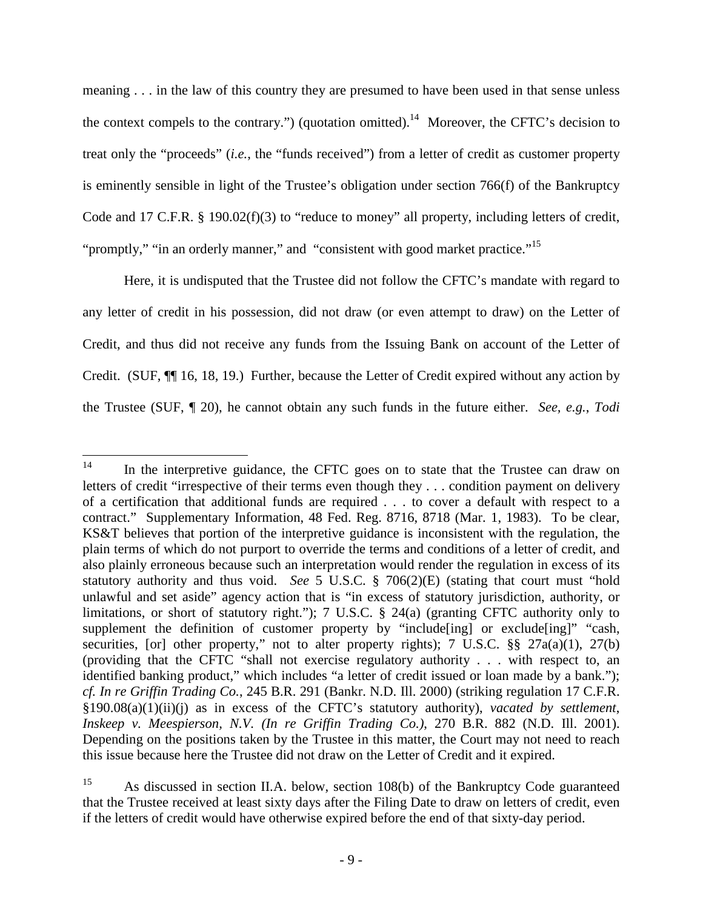meaning . . . in the law of this country they are presumed to have been used in that sense unless the context compels to the contrary.") (quotation omitted).[14] Moreover, the CFTC's decision to treat only the "proceeds" (*i.e.*, the "funds received") from a letter of credit as customer property is eminently sensible in light of the Trustee's obligation under section 766(f) of the Bankruptcy Code and 17 C.F.R. § 190.02(f)(3) to "reduce to money" all property, including letters of credit, "promptly," "in an orderly manner," and "consistent with good market practice."[15]

Here, it is undisputed that the Trustee did not follow the CFTC's mandate with regard to any letter of credit in his possession, did not draw (or even attempt to draw) on the Letter of Credit, and thus did not receive any funds from the Issuing Bank on account of the Letter of Credit. (SUF, ¶¶ 16, 18, 19.) Further, because the Letter of Credit expired without any action by the Trustee (SUF, ¶ 20), he cannot obtain any such funds in the future either. *See*, *e.g.*, *Todi*

---

[14] In the interpretive guidance, the CFTC goes on to state that the Trustee can draw on letters of credit "irrespective of their terms even though they . . . condition payment on delivery of a certification that additional funds are required . . . to cover a default with respect to a contract." Supplementary Information, 48 Fed. Reg. 8716, 8718 (Mar. 1, 1983). To be clear, KS&T believes that portion of the interpretive guidance is inconsistent with the regulation, the plain terms of which do not purport to override the terms and conditions of a letter of credit, and also plainly erroneous because such an interpretation would render the regulation in excess of its statutory authority and thus void. *See* 5 U.S.C. § 706(2)(E) (stating that court must "hold unlawful and set aside" agency action that is "in excess of statutory jurisdiction, authority, or limitations, or short of statutory right."); 7 U.S.C. § 24(a) (granting CFTC authority only to supplement the definition of customer property by "include[ing] or exclude[ing]" "cash, securities, [or] other property," not to alter property rights); 7 U.S.C. §§ 27a(a)(1), 27(b) (providing that the CFTC "shall not exercise regulatory authority . . . with respect to, an identified banking product," which includes "a letter of credit issued or loan made by a bank."); *cf. In re Griffin Trading Co.*, 245 B.R. 291 (Bankr. N.D. Ill. 2000) (striking regulation 17 C.F.R. §190.08(a)(1)(ii)(j) as in excess of the CFTC's statutory authority), *vacated by settlement*, *Inskeep v. Meespierson, N.V. (In re Griffin Trading Co.)*, 270 B.R. 882 (N.D. Ill. 2001). Depending on the positions taken by the Trustee in this matter, the Court may not need to reach this issue because here the Trustee did not draw on the Letter of Credit and it expired.

[15] As discussed in section II.A. below, section 108(b) of the Bankruptcy Code guaranteed that the Trustee received at least sixty days after the Filing Date to draw on letters of credit, even if the letters of credit would have otherwise expired before the end of that sixty-day period.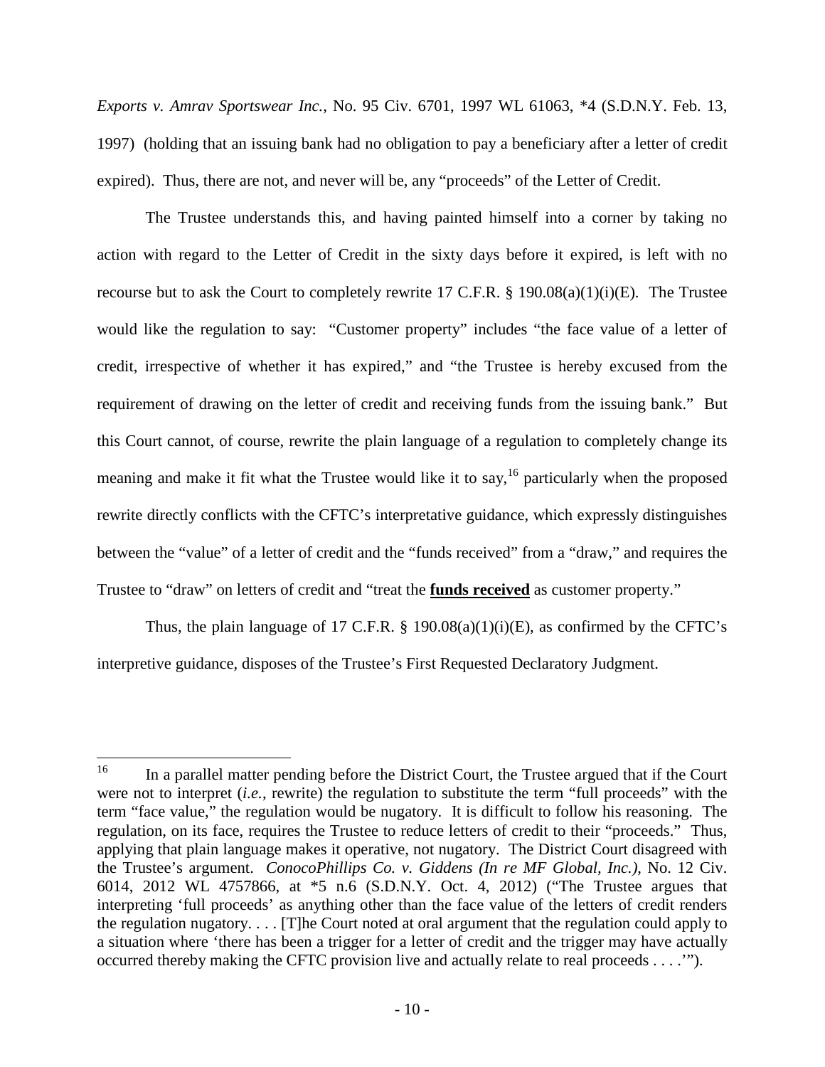*Exports v. Amrav Sportswear Inc.*, No. 95 Civ. 6701, 1997 WL 61063, *4 (S.D.N.Y. Feb. 13, 1997) (holding that an issuing bank had no obligation to pay a beneficiary after a letter of credit expired). Thus, there are not, and never will be, any "proceeds" of the Letter of Credit.

The Trustee understands this, and having painted himself into a corner by taking no action with regard to the Letter of Credit in the sixty days before it expired, is left with no recourse but to ask the Court to completely rewrite 17 C.F.R. § 190.08(a)(1)(i)(E). The Trustee would like the regulation to say: "Customer property" includes "the face value of a letter of credit, irrespective of whether it has expired," and "the Trustee is hereby excused from the requirement of drawing on the letter of credit and receiving funds from the issuing bank." But this Court cannot, of course, rewrite the plain language of a regulation to completely change its meaning and make it fit what the Trustee would like it to say,[16] particularly when the proposed rewrite directly conflicts with the CFTC's interpretative guidance, which expressly distinguishes between the "value" of a letter of credit and the "funds received" from a "draw," and requires the Trustee to "draw" on letters of credit and "treat the **<u>funds received</u>** as customer property."

Thus, the plain language of 17 C.F.R. § 190.08(a)(1)(i)(E), as confirmed by the CFTC's interpretive guidance, disposes of the Trustee's First Requested Declaratory Judgment.

---

[16] In a parallel matter pending before the District Court, the Trustee argued that if the Court were not to interpret (*i.e.*, rewrite) the regulation to substitute the term "full proceeds" with the term "face value," the regulation would be nugatory. It is difficult to follow his reasoning. The regulation, on its face, requires the Trustee to reduce letters of credit to their "proceeds." Thus, applying that plain language makes it operative, not nugatory. The District Court disagreed with the Trustee's argument. *ConocoPhillips Co. v. Giddens (In re MF Global, Inc.)*, No. 12 Civ. 6014, 2012 WL 4757866, at *5 n.6 (S.D.N.Y. Oct. 4, 2012) ("The Trustee argues that interpreting 'full proceeds' as anything other than the face value of the letters of credit renders the regulation nugatory. . . . [T]he Court noted at oral argument that the regulation could apply to a situation where 'there has been a trigger for a letter of credit and the trigger may have actually occurred thereby making the CFTC provision live and actually relate to real proceeds . . . .'").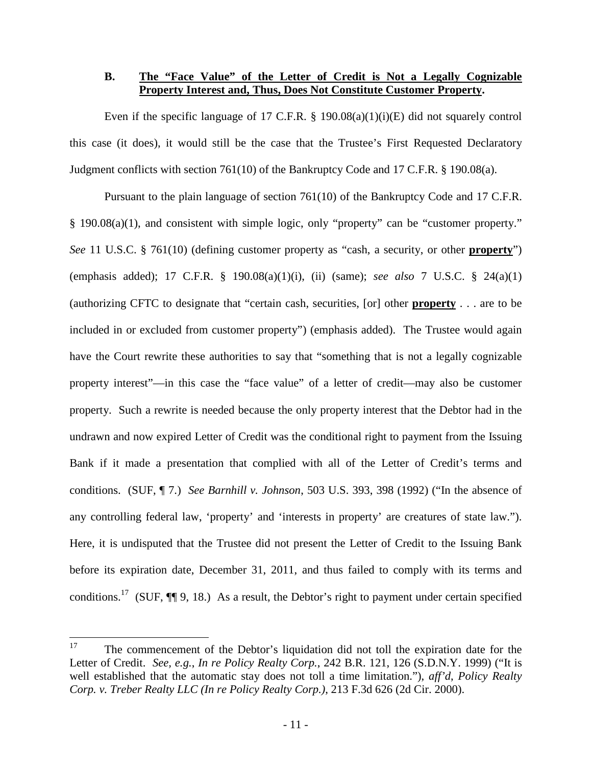### B. **<u>The "Face Value" of the Letter of Credit is Not a Legally Cognizable Property Interest and, Thus, Does Not Constitute Customer Property.</u>**

Even if the specific language of 17 C.F.R. § 190.08(a)(1)(i)(E) did not squarely control this case (it does), it would still be the case that the Trustee's First Requested Declaratory Judgment conflicts with section 761(10) of the Bankruptcy Code and 17 C.F.R. § 190.08(a).

Pursuant to the plain language of section 761(10) of the Bankruptcy Code and 17 C.F.R. § 190.08(a)(1), and consistent with simple logic, only "property" can be "customer property." *See* 11 U.S.C. § 761(10) (defining customer property as "cash, a security, or other **<u>property</u>**") (emphasis added); 17 C.F.R. § 190.08(a)(1)(i), (ii) (same); *see also* 7 U.S.C. § 24(a)(1) (authorizing CFTC to designate that "certain cash, securities, [or] other **<u>property</u>** . . . are to be included in or excluded from customer property") (emphasis added). The Trustee would again have the Court rewrite these authorities to say that "something that is not a legally cognizable property interest"—in this case the "face value" of a letter of credit—may also be customer property. Such a rewrite is needed because the only property interest that the Debtor had in the undrawn and now expired Letter of Credit was the conditional right to payment from the Issuing Bank if it made a presentation that complied with all of the Letter of Credit's terms and conditions. (SUF, ¶ 7.) *See Barnhill v. Johnson*, 503 U.S. 393, 398 (1992) ("In the absence of any controlling federal law, 'property' and 'interests in property' are creatures of state law."). Here, it is undisputed that the Trustee did not present the Letter of Credit to the Issuing Bank before its expiration date, December 31, 2011, and thus failed to comply with its terms and conditions.[17] (SUF, ¶¶ 9, 18.) As a result, the Debtor's right to payment under certain specified

---

[17] The commencement of the Debtor's liquidation did not toll the expiration date for the Letter of Credit. *See, e.g.*, *In re Policy Realty Corp.*, 242 B.R. 121, 126 (S.D.N.Y. 1999) ("It is well established that the automatic stay does not toll a time limitation."), *aff'd*, *Policy Realty Corp. v. Treber Realty LLC (In re Policy Realty Corp.)*, 213 F.3d 626 (2d Cir. 2000).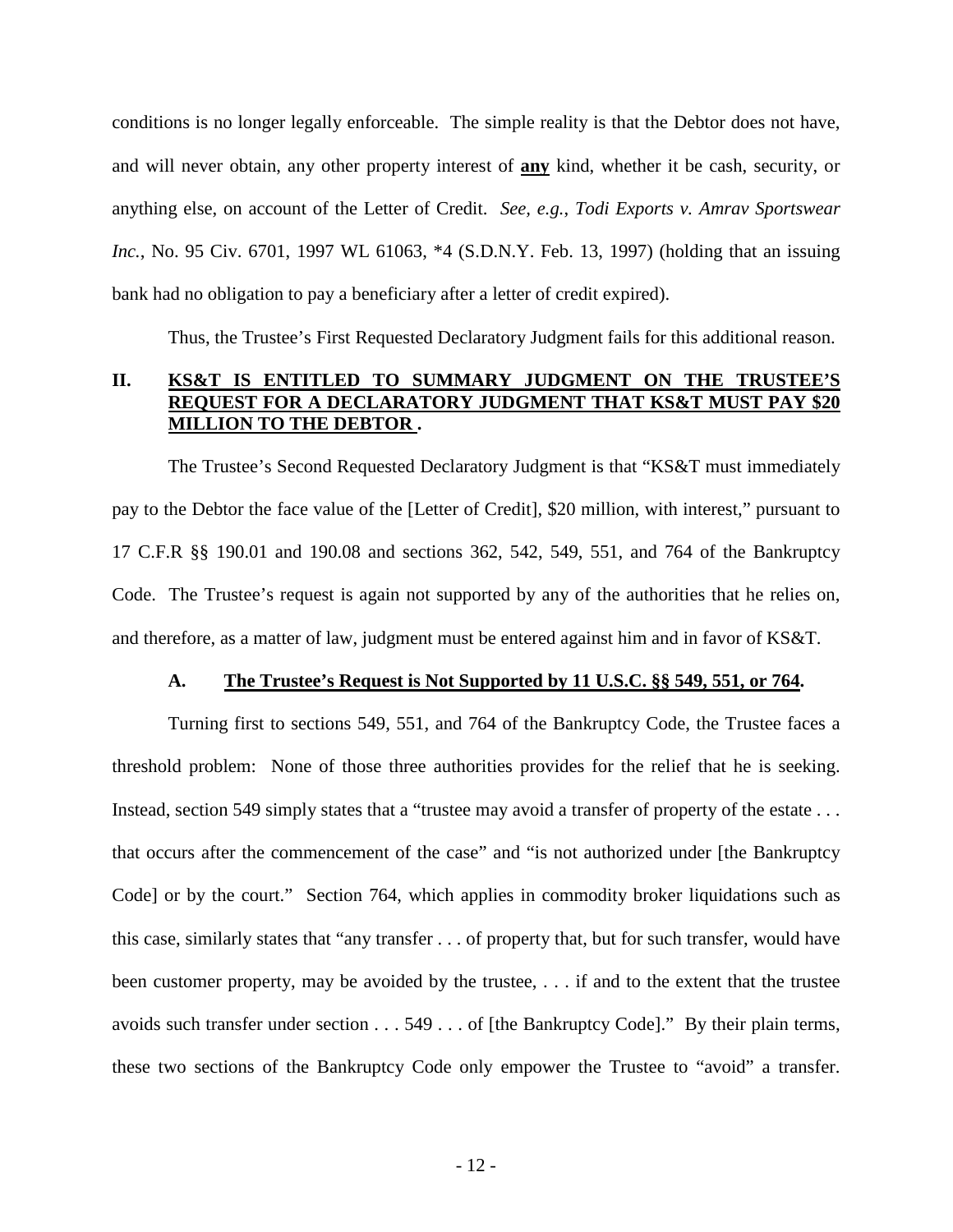conditions is no longer legally enforceable. The simple reality is that the Debtor does not have, and will never obtain, any other property interest of **<u>any</u>** kind, whether it be cash, security, or anything else, on account of the Letter of Credit. *See, e.g.*, *Todi Exports v. Amrav Sportswear Inc.*, No. 95 Civ. 6701, 1997 WL 61063, *4 (S.D.N.Y. Feb. 13, 1997) (holding that an issuing bank had no obligation to pay a beneficiary after a letter of credit expired).

Thus, the Trustee's First Requested Declaratory Judgment fails for this additional reason.

## II. <u>KS&T IS ENTITLED TO SUMMARY JUDGMENT ON THE TRUSTEE'S REQUEST FOR A DECLARATORY JUDGMENT THAT KS&T MUST PAY $20 MILLION TO THE DEBTOR .</u>

The Trustee's Second Requested Declaratory Judgment is that "KS&T must immediately pay to the Debtor the face value of the [Letter of Credit], $20 million, with interest," pursuant to 17 C.F.R §§ 190.01 and 190.08 and sections 362, 542, 549, 551, and 764 of the Bankruptcy Code. The Trustee's request is again not supported by any of the authorities that he relies on, and therefore, as a matter of law, judgment must be entered against him and in favor of KS&T.

### A. <u>The Trustee's Request is Not Supported by 11 U.S.C. §§ 549, 551, or 764</u>.

Turning first to sections 549, 551, and 764 of the Bankruptcy Code, the Trustee faces a threshold problem: None of those three authorities provides for the relief that he is seeking. Instead, section 549 simply states that a "trustee may avoid a transfer of property of the estate . . . that occurs after the commencement of the case" and "is not authorized under [the Bankruptcy Code] or by the court." Section 764, which applies in commodity broker liquidations such as this case, similarly states that "any transfer . . . of property that, but for such transfer, would have been customer property, may be avoided by the trustee, . . . if and to the extent that the trustee avoids such transfer under section . . . 549 . . . of [the Bankruptcy Code]." By their plain terms, these two sections of the Bankruptcy Code only empower the Trustee to "avoid" a transfer.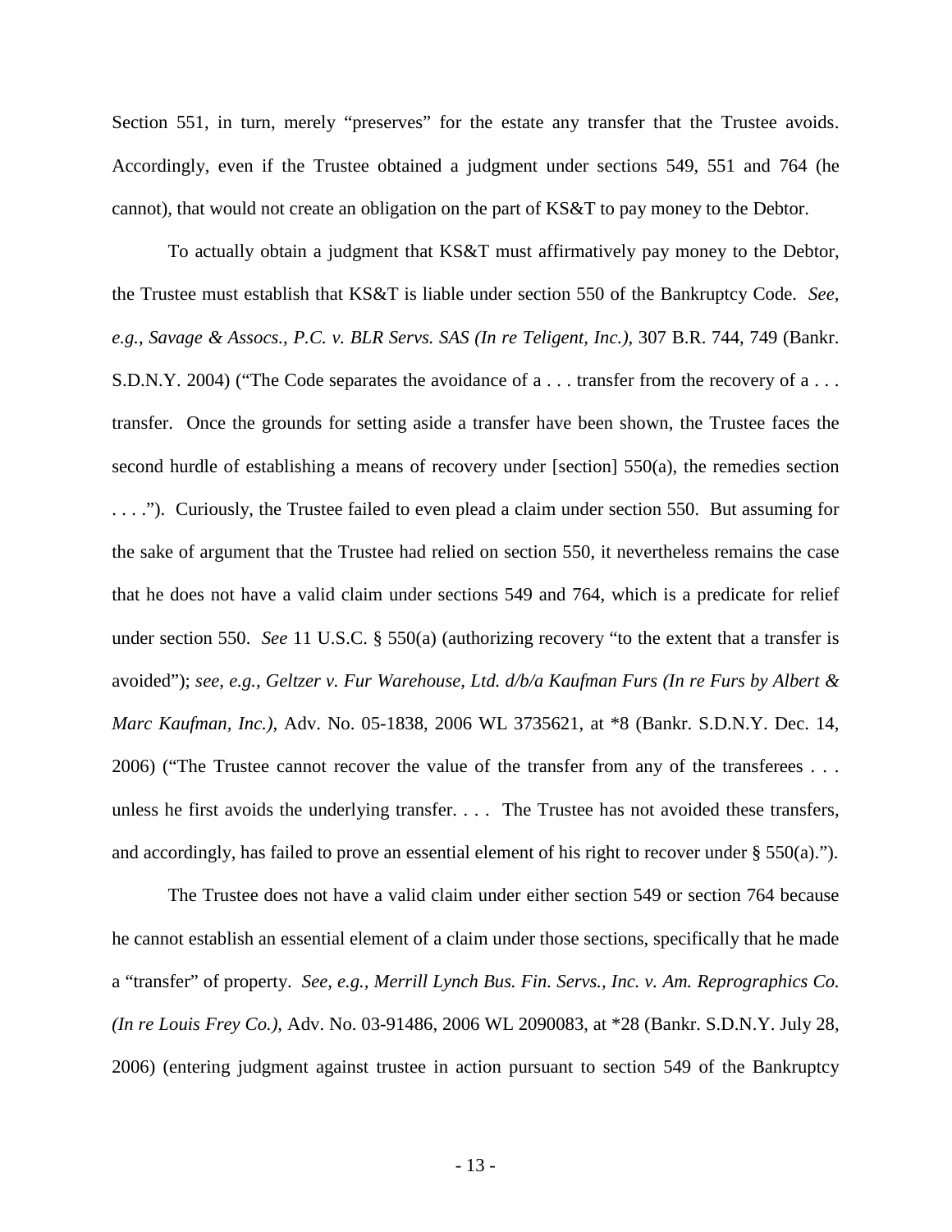Section 551, in turn, merely "preserves" for the estate any transfer that the Trustee avoids. Accordingly, even if the Trustee obtained a judgment under sections 549, 551 and 764 (he cannot), that would not create an obligation on the part of KS&T to pay money to the Debtor.

To actually obtain a judgment that KS&T must affirmatively pay money to the Debtor, the Trustee must establish that KS&T is liable under section 550 of the Bankruptcy Code. *See, e.g.*, *Savage & Assocs., P.C. v. BLR Servs. SAS (In re Teligent, Inc.)*, 307 B.R. 744, 749 (Bankr. S.D.N.Y. 2004) ("The Code separates the avoidance of a . . . transfer from the recovery of a . . . transfer. Once the grounds for setting aside a transfer have been shown, the Trustee faces the second hurdle of establishing a means of recovery under [section] 550(a), the remedies section . . . ."). Curiously, the Trustee failed to even plead a claim under section 550. But assuming for the sake of argument that the Trustee had relied on section 550, it nevertheless remains the case that he does not have a valid claim under sections 549 and 764, which is a predicate for relief under section 550. *See* 11 U.S.C. § 550(a) (authorizing recovery "to the extent that a transfer is avoided"); *see, e.g., Geltzer v. Fur Warehouse, Ltd. d/b/a Kaufman Furs (In re Furs by Albert & Marc Kaufman, Inc.)*, Adv. No. 05-1838, 2006 WL 3735621, at *8 (Bankr. S.D.N.Y. Dec. 14, 2006) ("The Trustee cannot recover the value of the transfer from any of the transferees . . . unless he first avoids the underlying transfer. . . . The Trustee has not avoided these transfers, and accordingly, has failed to prove an essential element of his right to recover under § 550(a).").

The Trustee does not have a valid claim under either section 549 or section 764 because he cannot establish an essential element of a claim under those sections, specifically that he made a "transfer" of property. *See, e.g.*, *Merrill Lynch Bus. Fin. Servs., Inc. v. Am. Reprographics Co. (In re Louis Frey Co.)*, Adv. No. 03-91486, 2006 WL 2090083, at *28 (Bankr. S.D.N.Y. July 28, 2006) (entering judgment against trustee in action pursuant to section 549 of the Bankruptcy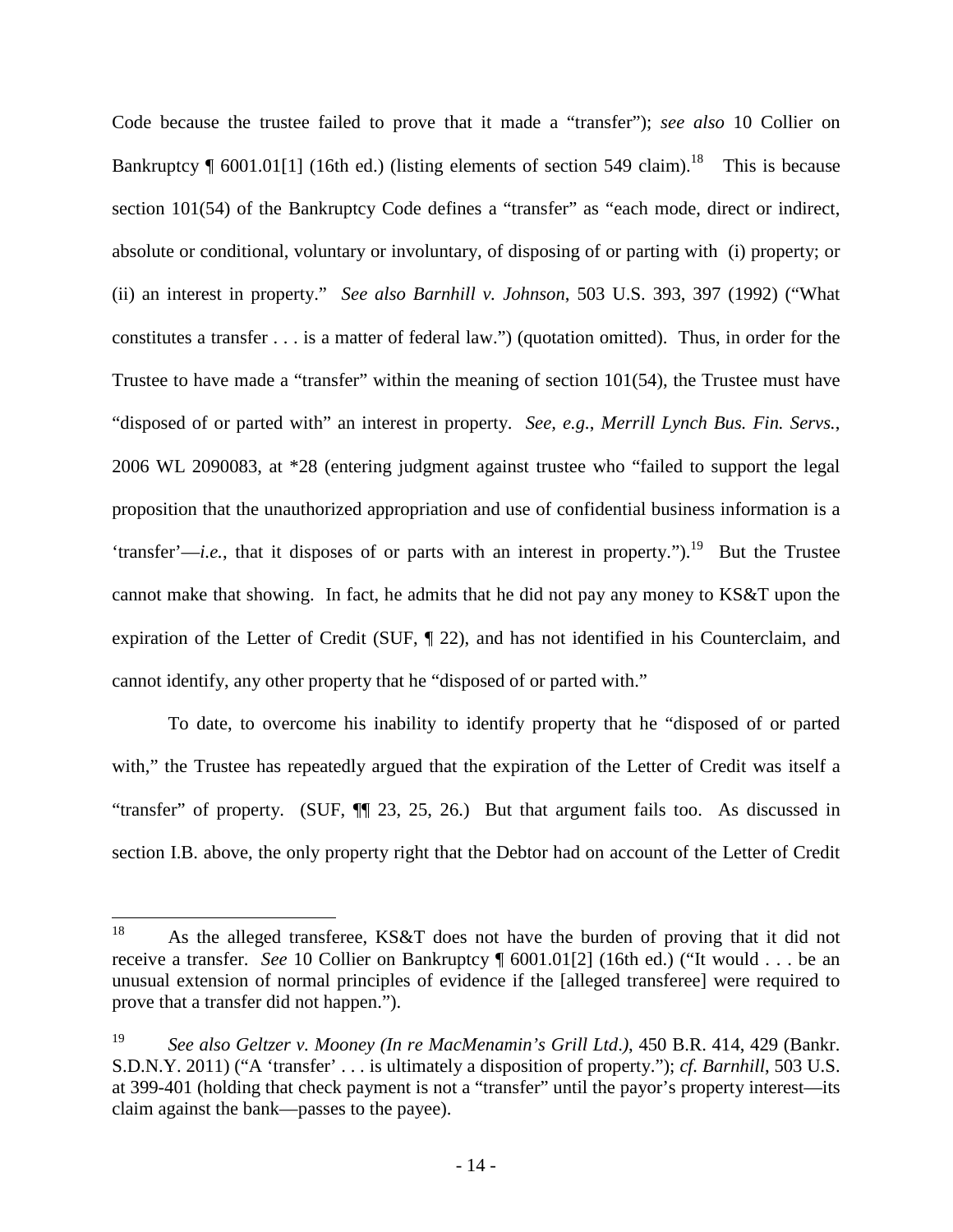Code because the trustee failed to prove that it made a "transfer"); *see also* 10 Collier on Bankruptcy ¶ 6001.01[1] (16th ed.) (listing elements of section 549 claim).[18] This is because section 101(54) of the Bankruptcy Code defines a "transfer" as "each mode, direct or indirect, absolute or conditional, voluntary or involuntary, of disposing of or parting with (i) property; or (ii) an interest in property." *See also Barnhill v. Johnson*, 503 U.S. 393, 397 (1992) ("What constitutes a transfer . . . is a matter of federal law.") (quotation omitted). Thus, in order for the Trustee to have made a "transfer" within the meaning of section 101(54), the Trustee must have "disposed of or parted with" an interest in property. *See, e.g.*, *Merrill Lynch Bus. Fin. Servs.*, 2006 WL 2090083, at *28 (entering judgment against trustee who "failed to support the legal proposition that the unauthorized appropriation and use of confidential business information is a 'transfer'—*i.e.*, that it disposes of or parts with an interest in property.").[19] But the Trustee cannot make that showing. In fact, he admits that he did not pay any money to KS&T upon the expiration of the Letter of Credit (SUF, ¶ 22), and has not identified in his Counterclaim, and cannot identify, any other property that he "disposed of or parted with."

To date, to overcome his inability to identify property that he "disposed of or parted with," the Trustee has repeatedly argued that the expiration of the Letter of Credit was itself a "transfer" of property. (SUF, ¶¶ 23, 25, 26.) But that argument fails too. As discussed in section I.B. above, the only property right that the Debtor had on account of the Letter of Credit

---

[18] As the alleged transferee, KS&T does not have the burden of proving that it did not receive a transfer. *See* 10 Collier on Bankruptcy ¶ 6001.01[2] (16th ed.) ("It would . . . be an unusual extension of normal principles of evidence if the [alleged transferee] were required to prove that a transfer did not happen.").

[19] *See also Geltzer v. Mooney (In re MacMenamin's Grill Ltd.)*, 450 B.R. 414, 429 (Bankr. S.D.N.Y. 2011) ("A 'transfer' . . . is ultimately a disposition of property."); *cf. Barnhill*, 503 U.S. at 399-401 (holding that check payment is not a "transfer" until the payor's property interest—its claim against the bank—passes to the payee).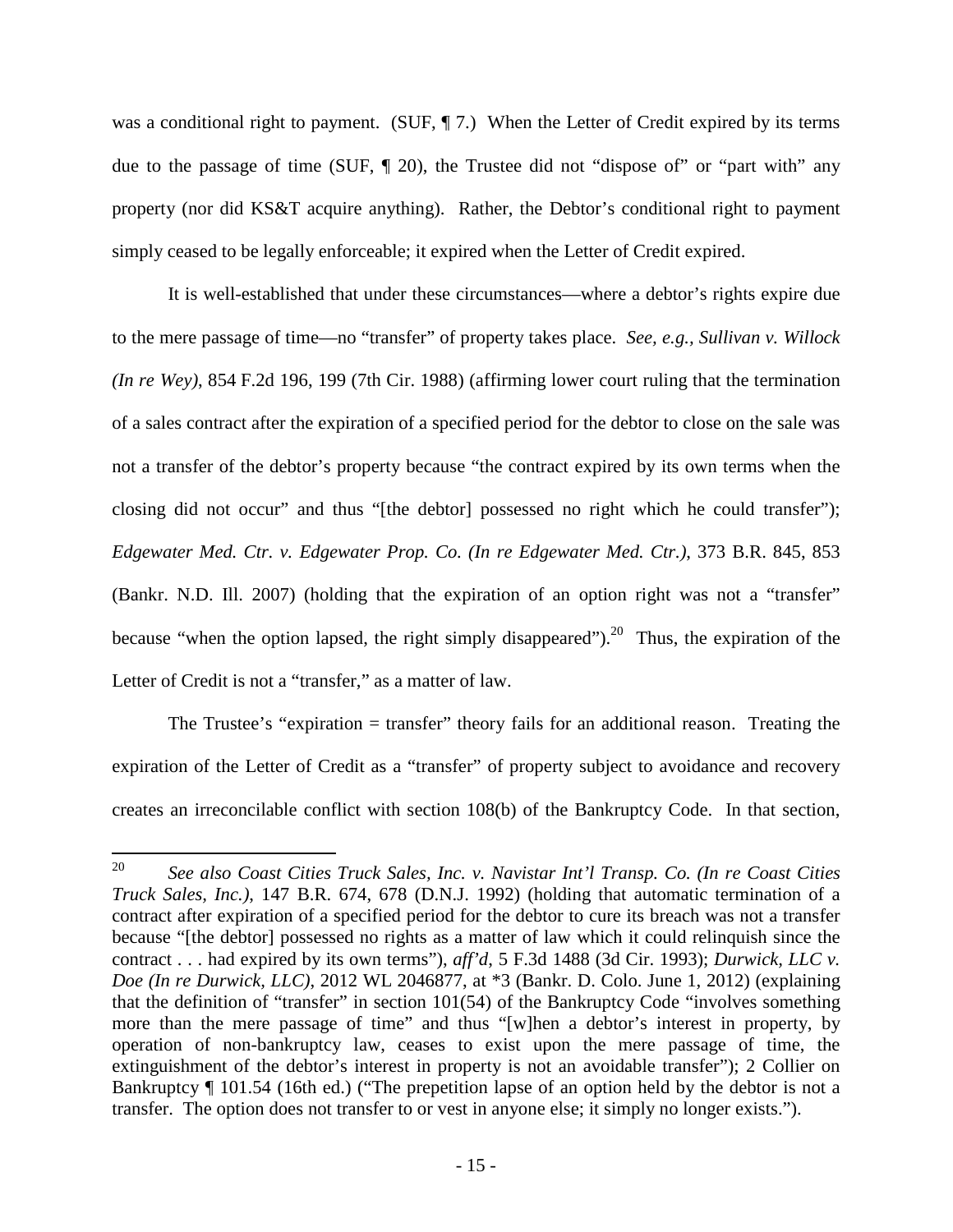was a conditional right to payment. (SUF, ¶ 7.) When the Letter of Credit expired by its terms due to the passage of time (SUF, ¶ 20), the Trustee did not "dispose of" or "part with" any property (nor did KS&T acquire anything). Rather, the Debtor's conditional right to payment simply ceased to be legally enforceable; it expired when the Letter of Credit expired.

It is well-established that under these circumstances—where a debtor's rights expire due to the mere passage of time—no "transfer" of property takes place. *See, e.g.*, *Sullivan v. Willock (In re Wey)*, 854 F.2d 196, 199 (7th Cir. 1988) (affirming lower court ruling that the termination of a sales contract after the expiration of a specified period for the debtor to close on the sale was not a transfer of the debtor's property because "the contract expired by its own terms when the closing did not occur" and thus "[the debtor] possessed no right which he could transfer"); *Edgewater Med. Ctr. v. Edgewater Prop. Co. (In re Edgewater Med. Ctr.)*, 373 B.R. 845, 853 (Bankr. N.D. Ill. 2007) (holding that the expiration of an option right was not a "transfer" because "when the option lapsed, the right simply disappeared").[20] Thus, the expiration of the Letter of Credit is not a "transfer," as a matter of law.

The Trustee's "expiration = transfer" theory fails for an additional reason. Treating the expiration of the Letter of Credit as a "transfer" of property subject to avoidance and recovery creates an irreconcilable conflict with section 108(b) of the Bankruptcy Code. In that section,

---

[20] *See also Coast Cities Truck Sales, Inc. v. Navistar Int'l Transp. Co. (In re Coast Cities Truck Sales, Inc.)*, 147 B.R. 674, 678 (D.N.J. 1992) (holding that automatic termination of a contract after expiration of a specified period for the debtor to cure its breach was not a transfer because "[the debtor] possessed no rights as a matter of law which it could relinquish since the contract . . . had expired by its own terms"), *aff'd*, 5 F.3d 1488 (3d Cir. 1993); *Durwick, LLC v. Doe (In re Durwick, LLC)*, 2012 WL 2046877, at *3 (Bankr. D. Colo. June 1, 2012) (explaining that the definition of "transfer" in section 101(54) of the Bankruptcy Code "involves something more than the mere passage of time" and thus "[w]hen a debtor's interest in property, by operation of non-bankruptcy law, ceases to exist upon the mere passage of time, the extinguishment of the debtor's interest in property is not an avoidable transfer"); 2 Collier on Bankruptcy ¶ 101.54 (16th ed.) ("The prepetition lapse of an option held by the debtor is not a transfer. The option does not transfer to or vest in anyone else; it simply no longer exists.").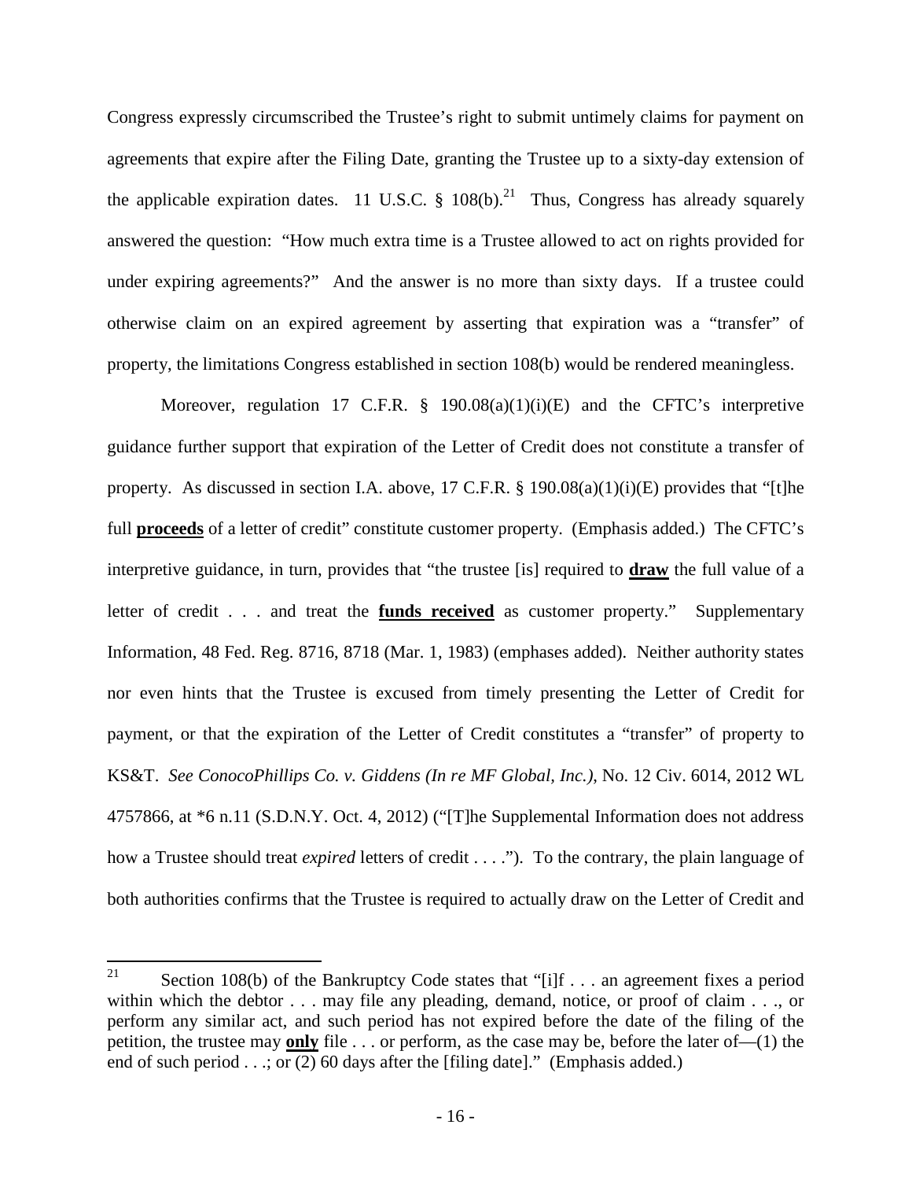Congress expressly circumscribed the Trustee's right to submit untimely claims for payment on agreements that expire after the Filing Date, granting the Trustee up to a sixty-day extension of the applicable expiration dates. 11 U.S.C. § 108(b).[21] Thus, Congress has already squarely answered the question: "How much extra time is a Trustee allowed to act on rights provided for under expiring agreements?" And the answer is no more than sixty days. If a trustee could otherwise claim on an expired agreement by asserting that expiration was a "transfer" of property, the limitations Congress established in section 108(b) would be rendered meaningless.

Moreover, regulation 17 C.F.R. § 190.08(a)(1)(i)(E) and the CFTC's interpretive guidance further support that expiration of the Letter of Credit does not constitute a transfer of property. As discussed in section I.A. above, 17 C.F.R. § 190.08(a)(1)(i)(E) provides that "[t]he full **proceeds** of a letter of credit" constitute customer property. (Emphasis added.) The CFTC's interpretive guidance, in turn, provides that "the trustee [is] required to **draw** the full value of a letter of credit . . . and treat the **funds received** as customer property." Supplementary Information, 48 Fed. Reg. 8716, 8718 (Mar. 1, 1983) (emphases added). Neither authority states nor even hints that the Trustee is excused from timely presenting the Letter of Credit for payment, or that the expiration of the Letter of Credit constitutes a "transfer" of property to KS&T. *See ConocoPhillips Co. v. Giddens (In re MF Global, Inc.)*, No. 12 Civ. 6014, 2012 WL 4757866, at *6 n.11 (S.D.N.Y. Oct. 4, 2012) ("[T]he Supplemental Information does not address how a Trustee should treat *expired* letters of credit . . . ."). To the contrary, the plain language of both authorities confirms that the Trustee is required to actually draw on the Letter of Credit and

---

[21] Section 108(b) of the Bankruptcy Code states that "[i]f . . . an agreement fixes a period within which the debtor . . . may file any pleading, demand, notice, or proof of claim . . ., or perform any similar act, and such period has not expired before the date of the filing of the petition, the trustee may **only** file . . . or perform, as the case may be, before the later of—(1) the end of such period . . .; or (2) 60 days after the [filing date]." (Emphasis added.)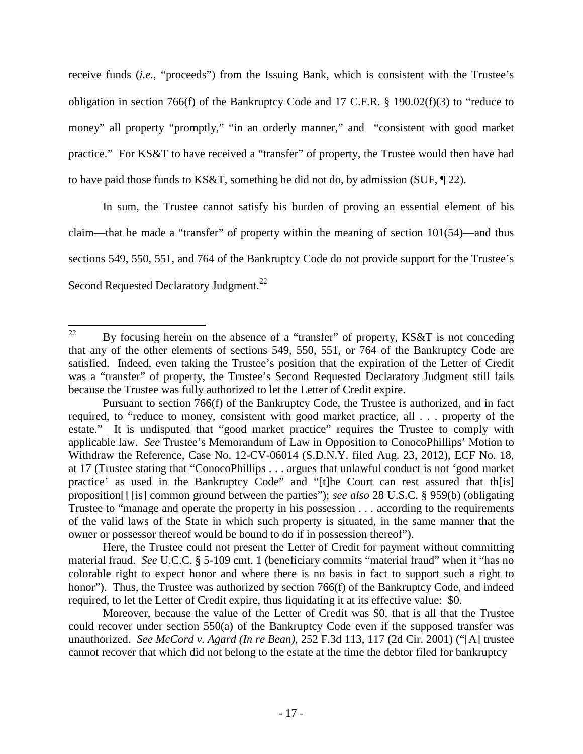receive funds (*i.e.*, "proceeds") from the Issuing Bank, which is consistent with the Trustee's obligation in section 766(f) of the Bankruptcy Code and 17 C.F.R. § 190.02(f)(3) to "reduce to money" all property "promptly," "in an orderly manner," and "consistent with good market practice." For KS&T to have received a "transfer" of property, the Trustee would then have had to have paid those funds to KS&T, something he did not do, by admission (SUF, ¶ 22).

In sum, the Trustee cannot satisfy his burden of proving an essential element of his claim—that he made a "transfer" of property within the meaning of section 101(54)—and thus sections 549, 550, 551, and 764 of the Bankruptcy Code do not provide support for the Trustee's Second Requested Declaratory Judgment.[22]

---

[22] By focusing herein on the absence of a "transfer" of property, KS&T is not conceding that any of the other elements of sections 549, 550, 551, or 764 of the Bankruptcy Code are satisfied. Indeed, even taking the Trustee's position that the expiration of the Letter of Credit was a "transfer" of property, the Trustee's Second Requested Declaratory Judgment still fails because the Trustee was fully authorized to let the Letter of Credit expire.

Pursuant to section 766(f) of the Bankruptcy Code, the Trustee is authorized, and in fact required, to "reduce to money, consistent with good market practice, all . . . property of the estate." It is undisputed that "good market practice" requires the Trustee to comply with applicable law. *See* Trustee's Memorandum of Law in Opposition to ConocoPhillips' Motion to Withdraw the Reference, Case No. 12-CV-06014 (S.D.N.Y. filed Aug. 23, 2012), ECF No. 18, at 17 (Trustee stating that "ConocoPhillips . . . argues that unlawful conduct is not 'good market practice' as used in the Bankruptcy Code" and "[t]he Court can rest assured that th[is] proposition[] [is] common ground between the parties"); *see also* 28 U.S.C. § 959(b) (obligating Trustee to "manage and operate the property in his possession . . . according to the requirements of the valid laws of the State in which such property is situated, in the same manner that the owner or possessor thereof would be bound to do if in possession thereof").

Here, the Trustee could not present the Letter of Credit for payment without committing material fraud. *See* U.C.C. § 5-109 cmt. 1 (beneficiary commits "material fraud" when it "has no colorable right to expect honor and where there is no basis in fact to support such a right to honor"). Thus, the Trustee was authorized by section 766(f) of the Bankruptcy Code, and indeed required, to let the Letter of Credit expire, thus liquidating it at its effective value: $0.

Moreover, because the value of the Letter of Credit was $0, that is all that the Trustee could recover under section 550(a) of the Bankruptcy Code even if the supposed transfer was unauthorized. *See McCord v. Agard (In re Bean)*, 252 F.3d 113, 117 (2d Cir. 2001) ("[A] trustee cannot recover that which did not belong to the estate at the time the debtor filed for bankruptcy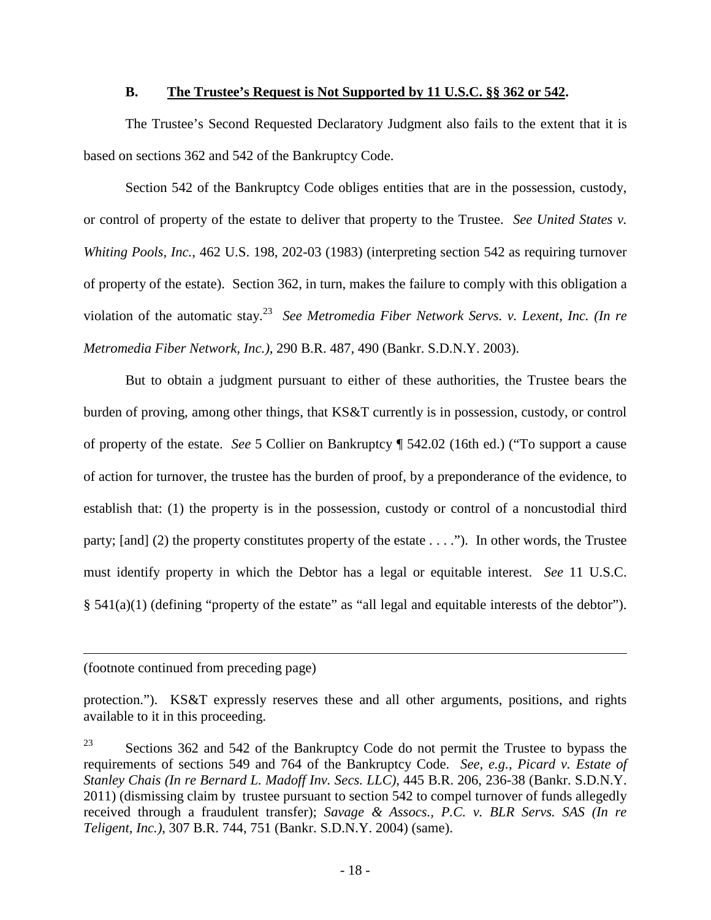### B. <u>The Trustee's Request is Not Supported by 11 U.S.C. §§ 362 or 542</u>.

The Trustee's Second Requested Declaratory Judgment also fails to the extent that it is based on sections 362 and 542 of the Bankruptcy Code.

Section 542 of the Bankruptcy Code obliges entities that are in the possession, custody, or control of property of the estate to deliver that property to the Trustee. *See United States v. Whiting Pools, Inc.*, 462 U.S. 198, 202-03 (1983) (interpreting section 542 as requiring turnover of property of the estate). Section 362, in turn, makes the failure to comply with this obligation a violation of the automatic stay.[23] *See Metromedia Fiber Network Servs. v. Lexent, Inc. (In re Metromedia Fiber Network, Inc.)*, 290 B.R. 487, 490 (Bankr. S.D.N.Y. 2003).

But to obtain a judgment pursuant to either of these authorities, the Trustee bears the burden of proving, among other things, that KS&T currently is in possession, custody, or control of property of the estate. *See* 5 Collier on Bankruptcy ¶ 542.02 (16th ed.) ("To support a cause of action for turnover, the trustee has the burden of proof, by a preponderance of the evidence, to establish that: (1) the property is in the possession, custody or control of a noncustodial third party; [and] (2) the property constitutes property of the estate . . . ."). In other words, the Trustee must identify property in which the Debtor has a legal or equitable interest. *See* 11 U.S.C. § 541(a)(1) (defining "property of the estate" as "all legal and equitable interests of the debtor").

---

(footnote continued from preceding page)

protection."). KS&T expressly reserves these and all other arguments, positions, and rights available to it in this proceeding.

[23] Sections 362 and 542 of the Bankruptcy Code do not permit the Trustee to bypass the requirements of sections 549 and 764 of the Bankruptcy Code. *See, e.g.*, *Picard v. Estate of Stanley Chais (In re Bernard L. Madoff Inv. Secs. LLC)*, 445 B.R. 206, 236-38 (Bankr. S.D.N.Y. 2011) (dismissing claim by trustee pursuant to section 542 to compel turnover of funds allegedly received through a fraudulent transfer); *Savage & Assocs., P.C. v. BLR Servs. SAS (In re Teligent, Inc.)*, 307 B.R. 744, 751 (Bankr. S.D.N.Y. 2004) (same).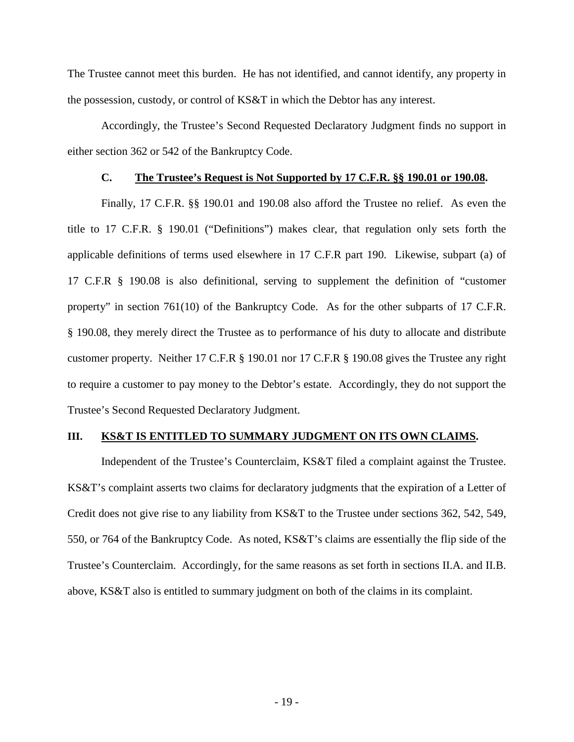The Trustee cannot meet this burden. He has not identified, and cannot identify, any property in the possession, custody, or control of KS&T in which the Debtor has any interest.

Accordingly, the Trustee's Second Requested Declaratory Judgment finds no support in either section 362 or 542 of the Bankruptcy Code.

### C. The Trustee's Request is Not Supported by 17 C.F.R. §§ 190.01 or 190.08.

Finally, 17 C.F.R. §§ 190.01 and 190.08 also afford the Trustee no relief. As even the title to 17 C.F.R. § 190.01 ("Definitions") makes clear, that regulation only sets forth the applicable definitions of terms used elsewhere in 17 C.F.R part 190. Likewise, subpart (a) of 17 C.F.R § 190.08 is also definitional, serving to supplement the definition of "customer property" in section 761(10) of the Bankruptcy Code. As for the other subparts of 17 C.F.R. § 190.08, they merely direct the Trustee as to performance of his duty to allocate and distribute customer property. Neither 17 C.F.R § 190.01 nor 17 C.F.R § 190.08 gives the Trustee any right to require a customer to pay money to the Debtor's estate. Accordingly, they do not support the Trustee's Second Requested Declaratory Judgment.

## III. KS&T IS ENTITLED TO SUMMARY JUDGMENT ON ITS OWN CLAIMS.

Independent of the Trustee's Counterclaim, KS&T filed a complaint against the Trustee. KS&T's complaint asserts two claims for declaratory judgments that the expiration of a Letter of Credit does not give rise to any liability from KS&T to the Trustee under sections 362, 542, 549, 550, or 764 of the Bankruptcy Code. As noted, KS&T's claims are essentially the flip side of the Trustee's Counterclaim. Accordingly, for the same reasons as set forth in sections II.A. and II.B. above, KS&T also is entitled to summary judgment on both of the claims in its complaint.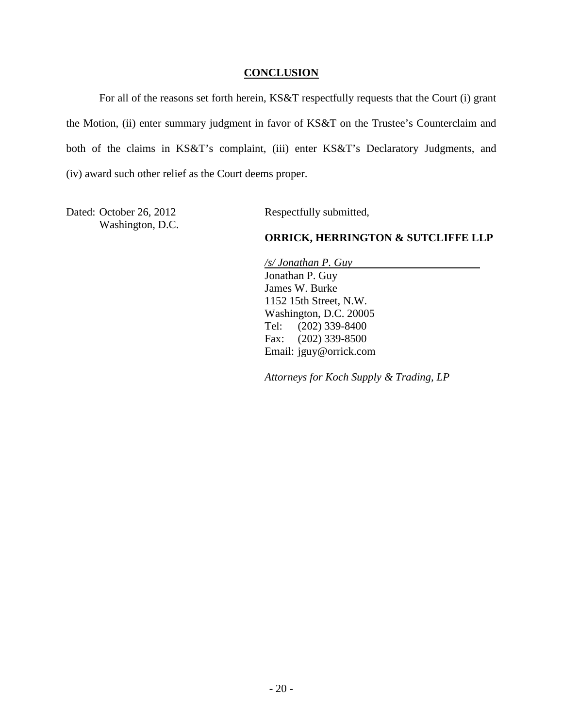## CONCLUSION

For all of the reasons set forth herein, KS&T respectfully requests that the Court (i) grant the Motion, (ii) enter summary judgment in favor of KS&T on the Trustee's Counterclaim and both of the claims in KS&T's complaint, (iii) enter KS&T's Declaratory Judgments, and (iv) award such other relief as the Court deems proper.

Dated: October 26, 2012
Washington, D.C.

Respectfully submitted,

**ORRICK, HERRINGTON & SUTCLIFFE LLP**

*/s/ Jonathan P. Guy*
Jonathan P. Guy
James W. Burke
1152 15th Street, N.W.
Washington, D.C. 20005
Tel: (202) 339-8400
Fax: (202) 339-8500
Email: jguy@orrick.com

*Attorneys for Koch Supply & Trading, LP*